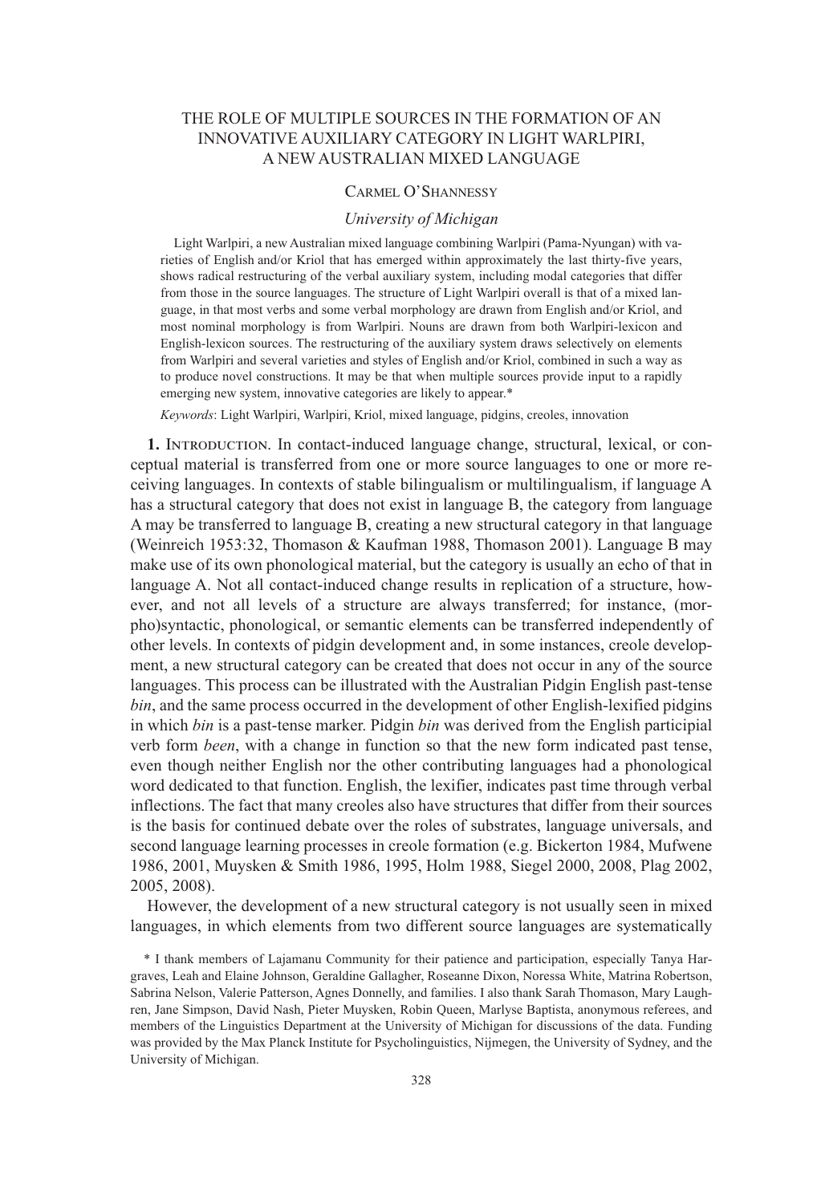# THE ROLE OF MULTIPLE SOURCES IN THE FORMATION OF AN INNOVATIVE AUXILIARY CATEGORY IN LIGHT WARLPIRI, A NEW AUSTRALIAN MIXED LANGUAGE

Carmel O'Shannessy

*University of Michigan*

Light Warlpiri, a new Australian mixed language combining Warlpiri (Pama-Nyungan) with varieties of English and/or Kriol that has emerged within approximately the last thirty-five years, shows radical restructuring of the verbal auxiliary system, including modal categories that differ from those in the source languages. The structure of Light Warlpiri overall is that of a mixed language, in that most verbs and some verbal morphology are drawn from English and/or Kriol, and most nominal morphology is from Warlpiri. Nouns are drawn from both Warlpiri-lexicon and English-lexicon sources. The restructuring of the auxiliary system draws selectively on elements from Warlpiri and several varieties and styles of English and/or Kriol, combined in such a way as to produce novel constructions. It may be that when multiple sources provide input to a rapidly emerging new system, innovative categories are likely to appear.*

*Keywords*: Light Warlpiri, Warlpiri, Kriol, mixed language, pidgins, creoles, innovation

**1.** Introduction. In contact-induced language change, structural, lexical, or conceptual material is transferred from one or more source languages to one or more receiving languages. In contexts of stable bilingualism or multilingualism, if language A has a structural category that does not exist in language B, the category from language A may be transferred to language B, creating a new structural category in that language (Weinreich 1953:32, Thomason & Kaufman 1988, Thomason 2001). Language B may make use of its own phonological material, but the category is usually an echo of that in language A. Not all contact-induced change results in replication of a structure, however, and not all levels of a structure are always transferred; for instance, (morpho)syntactic, phonological, or semantic elements can be transferred independently of other levels. In contexts of pidgin development and, in some instances, creole development, a new structural category can be created that does not occur in any of the source languages. This process can be illustrated with the Australian Pidgin English past-tense *bin*, and the same process occurred in the development of other English-lexified pidgins in which *bin* is a past-tense marker. Pidgin *bin* was derived from the English participial verb form *been*, with a change in function so that the new form indicated past tense, even though neither English nor the other contributing languages had a phonological word dedicated to that function. English, the lexifier, indicates past time through verbal inflections. The fact that many creoles also have structures that differ from their sources is the basis for continued debate over the roles of substrates, language universals, and second language learning processes in creole formation (e.g. Bickerton 1984, Mufwene 1986, 2001, Muysken & Smith 1986, 1995, Holm 1988, Siegel 2000, 2008, Plag 2002, 2005, 2008).

However, the development of a new structural category is not usually seen in mixed languages, in which elements from two different source languages are systematically

\* I thank members of Lajamanu Community for their patience and participation, especially Tanya Hargraves, Leah and Elaine Johnson, Geraldine Gallagher, Roseanne Dixon, Noressa White, Matrina Robertson, Sabrina Nelson, Valerie Patterson, Agnes Donnelly, and families. I also thank Sarah Thomason, Mary Laughren, Jane Simpson, David Nash, Pieter Muysken, Robin Queen, Marlyse Baptista, anonymous referees, and members of the Linguistics Department at the University of Michigan for discussions of the data. Funding was provided by the Max Planck Institute for Psycholinguistics, Nijmegen, the University of Sydney, and the University of Michigan.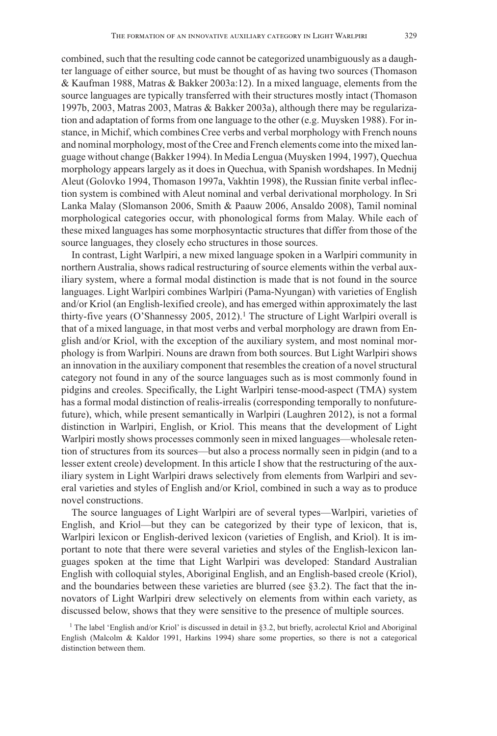combined, such that the resulting code cannot be categorized unambiguously as a daughter language of either source, but must be thought of as having two sources (Thomason & Kaufman 1988, Matras & Bakker 2003a:12). In a mixed language, elements from the source languages are typically transferred with their structures mostly intact (Thomason 1997b, 2003, Matras 2003, Matras & Bakker 2003a), although there may be regularization and adaptation of forms from one language to the other (e.g. Muysken 1988). For instance, in Michif, which combines Cree verbs and verbal morphology with French nouns and nominal morphology, most of the Cree and French elements come into the mixed language without change (Bakker 1994). In Media Lengua (Muysken 1994, 1997), Quechua morphology appears largely as it does in Quechua, with Spanish wordshapes. In Mednij Aleut (Golovko 1994, Thomason 1997a, Vakhtin 1998), the Russian finite verbal inflection system is combined with Aleut nominal and verbal derivational morphology. In Sri Lanka Malay (Slomanson 2006, Smith & Paauw 2006, Ansaldo 2008), Tamil nominal morphological categories occur, with phonological forms from Malay. While each of these mixed languages has some morphosyntactic structures that differ from those of the source languages, they closely echo structures in those sources.

In contrast, Light Warlpiri, a new mixed language spoken in a Warlpiri community in northern Australia, shows radical restructuring of source elements within the verbal auxiliary system, where a formal modal distinction is made that is not found in the source languages. Light Warlpiri combines Warlpiri (Pama-Nyungan) with varieties of English and/or Kriol (an English-lexified creole), and has emerged within approximately the last thirty-five years (O'Shannessy 2005, 2012).[1] The structure of Light Warlpiri overall is that of a mixed language, in that most verbs and verbal morphology are drawn from English and/or Kriol, with the exception of the auxiliary system, and most nominal morphology is from Warlpiri. Nouns are drawn from both sources. But Light Warlpiri shows an innovation in the auxiliary component that resembles the creation of a novel structural category not found in any of the source languages such as is most commonly found in pidgins and creoles. Specifically, the Light Warlpiri tense-mood-aspect (TMA) system has a formal modal distinction of realis-irrealis (corresponding temporally to nonfuture-future), which, while present semantically in Warlpiri (Laughren 2012), is not a formal distinction in Warlpiri, English, or Kriol. This means that the development of Light Warlpiri mostly shows processes commonly seen in mixed languages—wholesale retention of structures from its sources—but also a process normally seen in pidgin (and to a lesser extent creole) development. In this article I show that the restructuring of the auxiliary system in Light Warlpiri draws selectively from elements from Warlpiri and several varieties and styles of English and/or Kriol, combined in such a way as to produce novel constructions.

The source languages of Light Warlpiri are of several types—Warlpiri, varieties of English, and Kriol—but they can be categorized by their type of lexicon, that is, Warlpiri lexicon or English-derived lexicon (varieties of English, and Kriol). It is important to note that there were several varieties and styles of the English-lexicon languages spoken at the time that Light Warlpiri was developed: Standard Australian English with colloquial styles, Aboriginal English, and an English-based creole (Kriol), and the boundaries between these varieties are blurred (see §3.2). The fact that the innovators of Light Warlpiri drew selectively on elements from within each variety, as discussed below, shows that they were sensitive to the presence of multiple sources.

[1] The label 'English and/or Kriol' is discussed in detail in §3.2, but briefly, acrolectal Kriol and Aboriginal English (Malcolm & Kaldor 1991, Harkins 1994) share some properties, so there is not a categorical distinction between them.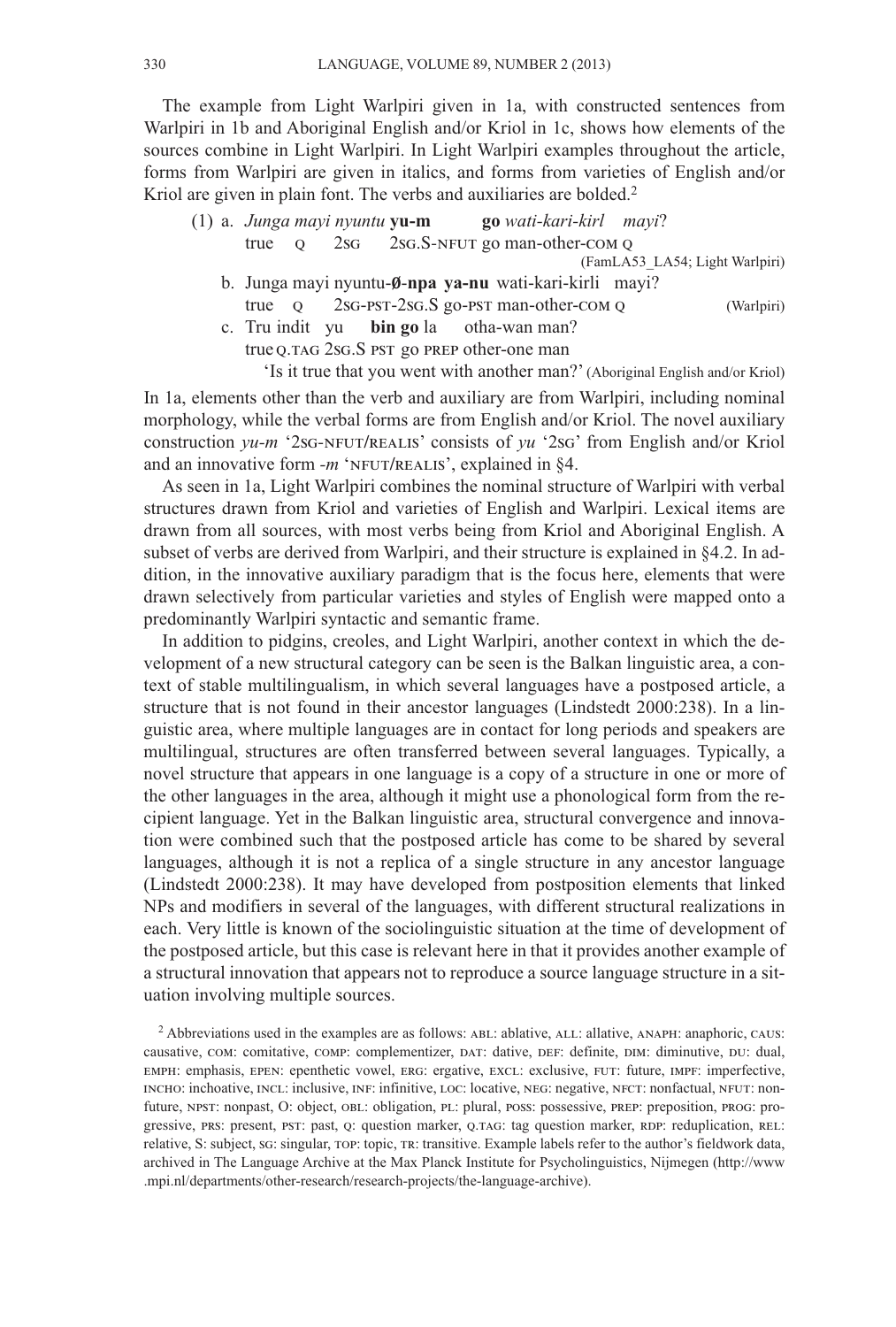The example from Light Warlpiri given in 1a, with constructed sentences from Warlpiri in 1b and Aboriginal English and/or Kriol in 1c, shows how elements of the sources combine in Light Warlpiri. In Light Warlpiri examples throughout the article, forms from Warlpiri are given in italics, and forms from varieties of English and/or Kriol are given in plain font. The verbs and auxiliaries are bolded.[2]

(1) a. *Junga mayi nyuntu* **yu-m** **go** *wati-kari-kirl mayi*?
   true Q 2SG 2SG.S-NFUT go man-other-COM Q
   (FamLA53_LA54; Light Warlpiri)

b. Junga mayi nyuntu-**Ø-npa ya-nu** wati-kari-kirli mayi?
   true Q 2SG-PST-2SG.S go-PST man-other-COM Q (Warlpiri)

c. Tru indit yu **bin go** la otha-wan man?
   true Q.TAG 2SG.S PST go PREP other-one man
   'Is it true that you went with another man?' (Aboriginal English and/or Kriol)

In 1a, elements other than the verb and auxiliary are from Warlpiri, including nominal morphology, while the verbal forms are from English and/or Kriol. The novel auxiliary construction *yu-m* '2SG-NFUT/REALIS' consists of *yu* '2SG' from English and/or Kriol and an innovative form *-m* 'NFUT/REALIS', explained in §4.

As seen in 1a, Light Warlpiri combines the nominal structure of Warlpiri with verbal structures drawn from Kriol and varieties of English and Warlpiri. Lexical items are drawn from all sources, with most verbs being from Kriol and Aboriginal English. A subset of verbs are derived from Warlpiri, and their structure is explained in §4.2. In addition, in the innovative auxiliary paradigm that is the focus here, elements that were drawn selectively from particular varieties and styles of English were mapped onto a predominantly Warlpiri syntactic and semantic frame.

In addition to pidgins, creoles, and Light Warlpiri, another context in which the development of a new structural category can be seen is the Balkan linguistic area, a context of stable multilingualism, in which several languages have a postposed article, a structure that is not found in their ancestor languages (Lindstedt 2000:238). In a linguistic area, where multiple languages are in contact for long periods and speakers are multilingual, structures are often transferred between several languages. Typically, a novel structure that appears in one language is a copy of a structure in one or more of the other languages in the area, although it might use a phonological form from the recipient language. Yet in the Balkan linguistic area, structural convergence and innovation were combined such that the postposed article has come to be shared by several languages, although it is not a replica of a single structure in any ancestor language (Lindstedt 2000:238). It may have developed from postposition elements that linked NPs and modifiers in several of the languages, with different structural realizations in each. Very little is known of the sociolinguistic situation at the time of development of the postposed article, but this case is relevant here in that it provides another example of a structural innovation that appears not to reproduce a source language structure in a situation involving multiple sources.

[2] Abbreviations used in the examples are as follows: ABL: ablative, ALL: allative, ANAPH: anaphoric, CAUS: causative, COM: comitative, COMP: complementizer, DAT: dative, DEF: definite, DIM: diminutive, DU: dual, EMPH: emphasis, EPEN: epenthetic vowel, ERG: ergative, EXCL: exclusive, FUT: future, IMPF: imperfective, INCHO: inchoative, INCL: inclusive, INF: infinitive, LOC: locative, NEG: negative, NFCT: nonfactual, NFUT: nonfuture, NPST: nonpast, O: object, OBL: obligation, PL: plural, POSS: possessive, PREP: preposition, PROG: progressive, PRS: present, PST: past, Q: question marker, Q.TAG: tag question marker, RDP: reduplication, REL: relative, S: subject, SG: singular, TOP: topic, TR: transitive. Example labels refer to the author's fieldwork data, archived in The Language Archive at the Max Planck Institute for Psycholinguistics, Nijmegen (http://www.mpi.nl/departments/other-research/research-projects/the-language-archive).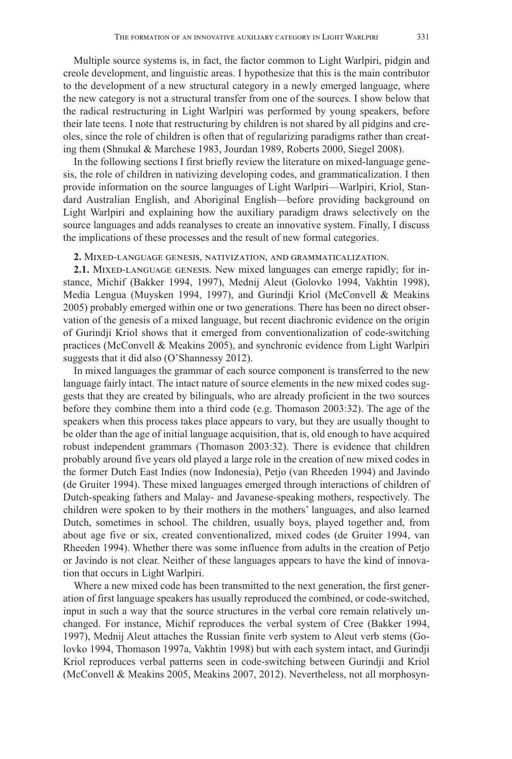Multiple source systems is, in fact, the factor common to Light Warlpiri, pidgin and creole development, and linguistic areas. I hypothesize that this is the main contributor to the development of a new structural category in a newly emerged language, where the new category is not a structural transfer from one of the sources. I show below that the radical restructuring in Light Warlpiri was performed by young speakers, before their late teens. I note that restructuring by children is not shared by all pidgins and creoles, since the role of children is often that of regularizing paradigms rather than creating them (Shnukal & Marchese 1983, Jourdan 1989, Roberts 2000, Siegel 2008).

In the following sections I first briefly review the literature on mixed-language genesis, the role of children in nativizing developing codes, and grammaticalization. I then provide information on the source languages of Light Warlpiri—Warlpiri, Kriol, Standard Australian English, and Aboriginal English—before providing background on Light Warlpiri and explaining how the auxiliary paradigm draws selectively on the source languages and adds reanalyses to create an innovative system. Finally, I discuss the implications of these processes and the result of new formal categories.

## 2. Mixed-language genesis, nativization, and grammaticalization.

**2.1. Mixed-language genesis.** New mixed languages can emerge rapidly; for instance, Michif (Bakker 1994, 1997), Mednij Aleut (Golovko 1994, Vakhtin 1998), Media Lengua (Muysken 1994, 1997), and Gurindji Kriol (McConvell & Meakins 2005) probably emerged within one or two generations. There has been no direct observation of the genesis of a mixed language, but recent diachronic evidence on the origin of Gurindji Kriol shows that it emerged from conventionalization of code-switching practices (McConvell & Meakins 2005), and synchronic evidence from Light Warlpiri suggests that it did also (O'Shannessy 2012).

In mixed languages the grammar of each source component is transferred to the new language fairly intact. The intact nature of source elements in the new mixed codes suggests that they are created by bilinguals, who are already proficient in the two sources before they combine them into a third code (e.g. Thomason 2003:32). The age of the speakers when this process takes place appears to vary, but they are usually thought to be older than the age of initial language acquisition, that is, old enough to have acquired robust independent grammars (Thomason 2003:32). There is evidence that children probably around five years old played a large role in the creation of new mixed codes in the former Dutch East Indies (now Indonesia), Petjo (van Rheeden 1994) and Javindo (de Gruiter 1994). These mixed languages emerged through interactions of children of Dutch-speaking fathers and Malay- and Javanese-speaking mothers, respectively. The children were spoken to by their mothers in the mothers' languages, and also learned Dutch, sometimes in school. The children, usually boys, played together and, from about age five or six, created conventionalized, mixed codes (de Gruiter 1994, van Rheeden 1994). Whether there was some influence from adults in the creation of Petjo or Javindo is not clear. Neither of these languages appears to have the kind of innovation that occurs in Light Warlpiri.

Where a new mixed code has been transmitted to the next generation, the first generation of first language speakers has usually reproduced the combined, or code-switched, input in such a way that the source structures in the verbal core remain relatively unchanged. For instance, Michif reproduces the verbal system of Cree (Bakker 1994, 1997), Mednij Aleut attaches the Russian finite verb system to Aleut verb stems (Golovko 1994, Thomason 1997a, Vakhtin 1998) but with each system intact, and Gurindji Kriol reproduces verbal patterns seen in code-switching between Gurindji and Kriol (McConvell & Meakins 2005, Meakins 2007, 2012). Nevertheless, not all morphosyn-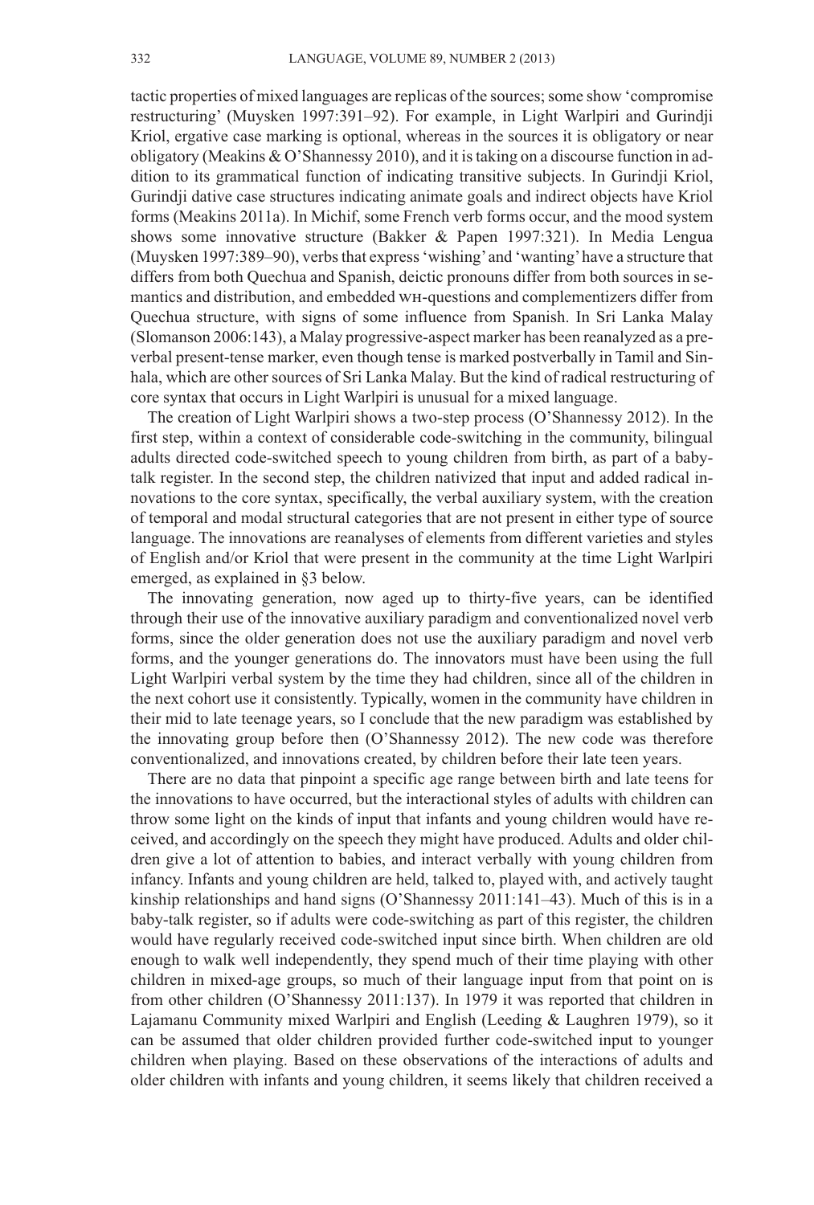tactic properties of mixed languages are replicas of the sources; some show 'compromise restructuring' (Muysken 1997:391–92). For example, in Light Warlpiri and Gurindji Kriol, ergative case marking is optional, whereas in the sources it is obligatory or near obligatory (Meakins & O'Shannessy 2010), and it is taking on a discourse function in addition to its grammatical function of indicating transitive subjects. In Gurindji Kriol, Gurindji dative case structures indicating animate goals and indirect objects have Kriol forms (Meakins 2011a). In Michif, some French verb forms occur, and the mood system shows some innovative structure (Bakker & Papen 1997:321). In Media Lengua (Muysken 1997:389–90), verbs that express 'wishing' and 'wanting' have a structure that differs from both Quechua and Spanish, deictic pronouns differ from both sources in semantics and distribution, and embedded WH-questions and complementizers differ from Quechua structure, with signs of some influence from Spanish. In Sri Lanka Malay (Slomanson 2006:143), a Malay progressive-aspect marker has been reanalyzed as a preverbal present-tense marker, even though tense is marked postverbally in Tamil and Sinhala, which are other sources of Sri Lanka Malay. But the kind of radical restructuring of core syntax that occurs in Light Warlpiri is unusual for a mixed language.

The creation of Light Warlpiri shows a two-step process (O'Shannessy 2012). In the first step, within a context of considerable code-switching in the community, bilingual adults directed code-switched speech to young children from birth, as part of a baby-talk register. In the second step, the children nativized that input and added radical innovations to the core syntax, specifically, the verbal auxiliary system, with the creation of temporal and modal structural categories that are not present in either type of source language. The innovations are reanalyses of elements from different varieties and styles of English and/or Kriol that were present in the community at the time Light Warlpiri emerged, as explained in §3 below.

The innovating generation, now aged up to thirty-five years, can be identified through their use of the innovative auxiliary paradigm and conventionalized novel verb forms, since the older generation does not use the auxiliary paradigm and novel verb forms, and the younger generations do. The innovators must have been using the full Light Warlpiri verbal system by the time they had children, since all of the children in the next cohort use it consistently. Typically, women in the community have children in their mid to late teenage years, so I conclude that the new paradigm was established by the innovating group before then (O'Shannessy 2012). The new code was therefore conventionalized, and innovations created, by children before their late teen years.

There are no data that pinpoint a specific age range between birth and late teens for the innovations to have occurred, but the interactional styles of adults with children can throw some light on the kinds of input that infants and young children would have received, and accordingly on the speech they might have produced. Adults and older children give a lot of attention to babies, and interact verbally with young children from infancy. Infants and young children are held, talked to, played with, and actively taught kinship relationships and hand signs (O'Shannessy 2011:141–43). Much of this is in a baby-talk register, so if adults were code-switching as part of this register, the children would have regularly received code-switched input since birth. When children are old enough to walk well independently, they spend much of their time playing with other children in mixed-age groups, so much of their language input from that point on is from other children (O'Shannessy 2011:137). In 1979 it was reported that children in Lajamanu Community mixed Warlpiri and English (Leeding & Laughren 1979), so it can be assumed that older children provided further code-switched input to younger children when playing. Based on these observations of the interactions of adults and older children with infants and young children, it seems likely that children received a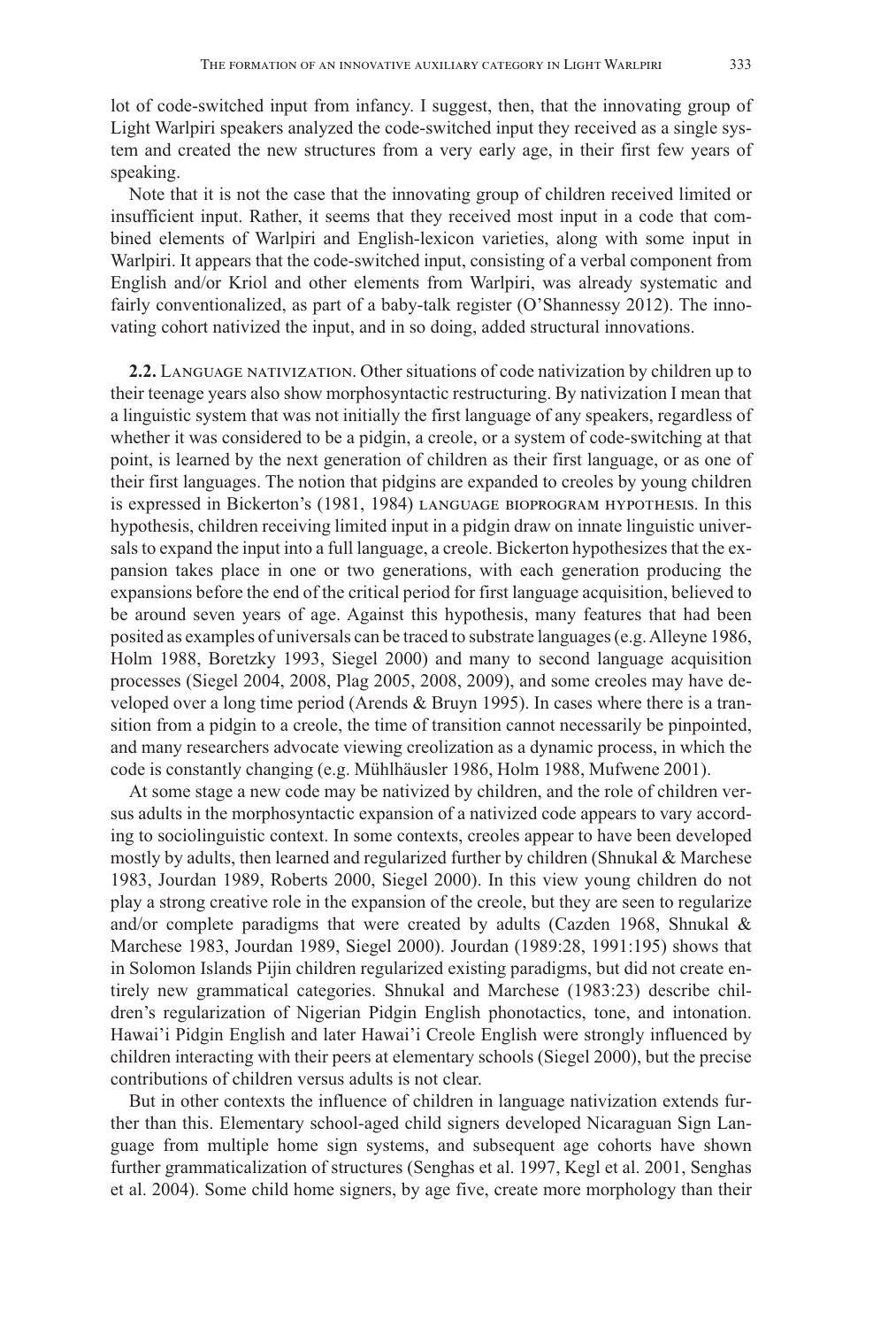lot of code-switched input from infancy. I suggest, then, that the innovating group of Light Warlpiri speakers analyzed the code-switched input they received as a single system and created the new structures from a very early age, in their first few years of speaking.

Note that it is not the case that the innovating group of children received limited or insufficient input. Rather, it seems that they received most input in a code that combined elements of Warlpiri and English-lexicon varieties, along with some input in Warlpiri. It appears that the code-switched input, consisting of a verbal component from English and/or Kriol and other elements from Warlpiri, was already systematic and fairly conventionalized, as part of a baby-talk register (O'Shannessy 2012). The innovating cohort nativized the input, and in so doing, added structural innovations.

**2.2.** Language nativization. Other situations of code nativization by children up to their teenage years also show morphosyntactic restructuring. By nativization I mean that a linguistic system that was not initially the first language of any speakers, regardless of whether it was considered to be a pidgin, a creole, or a system of code-switching at that point, is learned by the next generation of children as their first language, or as one of their first languages. The notion that pidgins are expanded to creoles by young children is expressed in Bickerton's (1981, 1984) language bioprogram hypothesis. In this hypothesis, children receiving limited input in a pidgin draw on innate linguistic universals to expand the input into a full language, a creole. Bickerton hypothesizes that the expansion takes place in one or two generations, with each generation producing the expansions before the end of the critical period for first language acquisition, believed to be around seven years of age. Against this hypothesis, many features that had been posited as examples of universals can be traced to substrate languages (e.g. Alleyne 1986, Holm 1988, Boretzky 1993, Siegel 2000) and many to second language acquisition processes (Siegel 2004, 2008, Plag 2005, 2008, 2009), and some creoles may have developed over a long time period (Arends & Bruyn 1995). In cases where there is a transition from a pidgin to a creole, the time of transition cannot necessarily be pinpointed, and many researchers advocate viewing creolization as a dynamic process, in which the code is constantly changing (e.g. Mühlhäusler 1986, Holm 1988, Mufwene 2001).

At some stage a new code may be nativized by children, and the role of children versus adults in the morphosyntactic expansion of a nativized code appears to vary according to sociolinguistic context. In some contexts, creoles appear to have been developed mostly by adults, then learned and regularized further by children (Shnukal & Marchese 1983, Jourdan 1989, Roberts 2000, Siegel 2000). In this view young children do not play a strong creative role in the expansion of the creole, but they are seen to regularize and/or complete paradigms that were created by adults (Cazden 1968, Shnukal & Marchese 1983, Jourdan 1989, Siegel 2000). Jourdan (1989:28, 1991:195) shows that in Solomon Islands Pijin children regularized existing paradigms, but did not create entirely new grammatical categories. Shnukal and Marchese (1983:23) describe children's regularization of Nigerian Pidgin English phonotactics, tone, and intonation. Hawai'i Pidgin English and later Hawai'i Creole English were strongly influenced by children interacting with their peers at elementary schools (Siegel 2000), but the precise contributions of children versus adults is not clear.

But in other contexts the influence of children in language nativization extends further than this. Elementary school-aged child signers developed Nicaraguan Sign Language from multiple home sign systems, and subsequent age cohorts have shown further grammaticalization of structures (Senghas et al. 1997, Kegl et al. 2001, Senghas et al. 2004). Some child home signers, by age five, create more morphology than their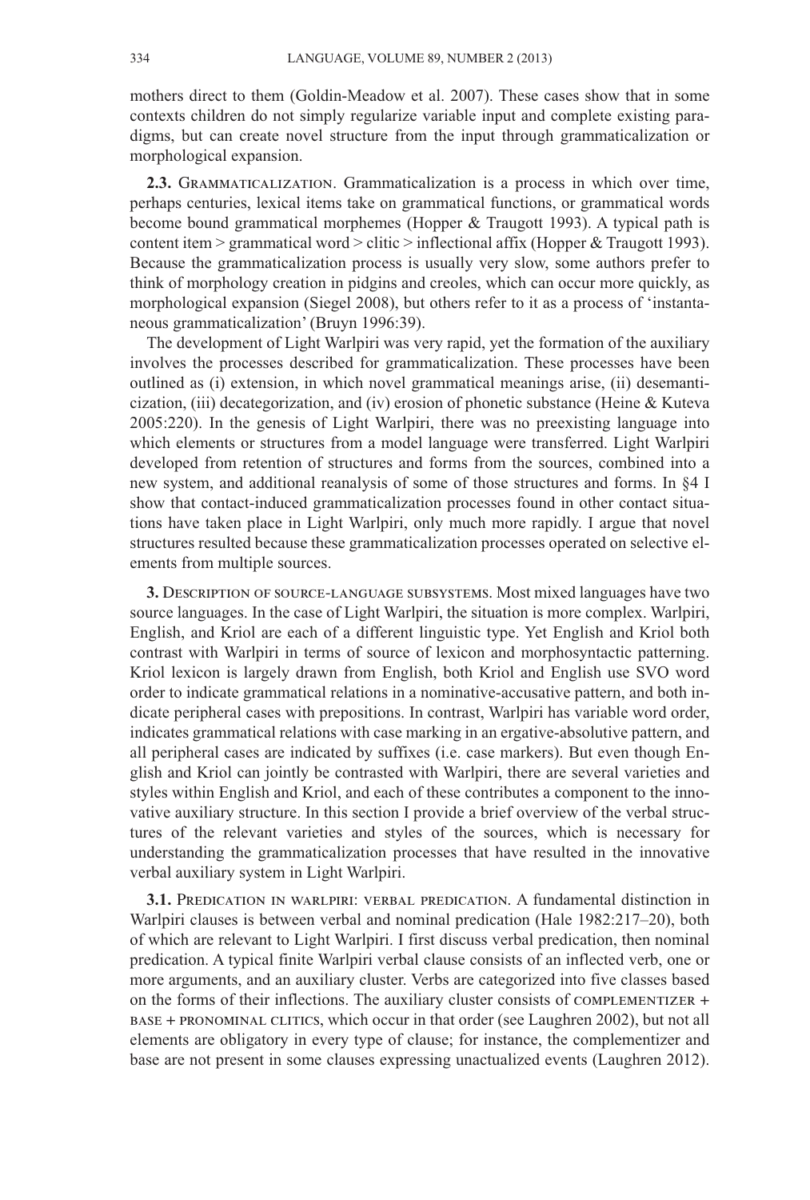mothers direct to them (Goldin-Meadow et al. 2007). These cases show that in some contexts children do not simply regularize variable input and complete existing paradigms, but can create novel structure from the input through grammaticalization or morphological expansion.

**2.3.** Grammaticalization. Grammaticalization is a process in which over time, perhaps centuries, lexical items take on grammatical functions, or grammatical words become bound grammatical morphemes (Hopper & Traugott 1993). A typical path is content item > grammatical word > clitic > inflectional affix (Hopper & Traugott 1993). Because the grammaticalization process is usually very slow, some authors prefer to think of morphology creation in pidgins and creoles, which can occur more quickly, as morphological expansion (Siegel 2008), but others refer to it as a process of 'instantaneous grammaticalization' (Bruyn 1996:39).

The development of Light Warlpiri was very rapid, yet the formation of the auxiliary involves the processes described for grammaticalization. These processes have been outlined as (i) extension, in which novel grammatical meanings arise, (ii) desemanticization, (iii) decategorization, and (iv) erosion of phonetic substance (Heine & Kuteva 2005:220). In the genesis of Light Warlpiri, there was no preexisting language into which elements or structures from a model language were transferred. Light Warlpiri developed from retention of structures and forms from the sources, combined into a new system, and additional reanalysis of some of those structures and forms. In §4 I show that contact-induced grammaticalization processes found in other contact situations have taken place in Light Warlpiri, only much more rapidly. I argue that novel structures resulted because these grammaticalization processes operated on selective elements from multiple sources.

**3.** Description of source-language subsystems. Most mixed languages have two source languages. In the case of Light Warlpiri, the situation is more complex. Warlpiri, English, and Kriol are each of a different linguistic type. Yet English and Kriol both contrast with Warlpiri in terms of source of lexicon and morphosyntactic patterning. Kriol lexicon is largely drawn from English, both Kriol and English use SVO word order to indicate grammatical relations in a nominative-accusative pattern, and both indicate peripheral cases with prepositions. In contrast, Warlpiri has variable word order, indicates grammatical relations with case marking in an ergative-absolutive pattern, and all peripheral cases are indicated by suffixes (i.e. case markers). But even though English and Kriol can jointly be contrasted with Warlpiri, there are several varieties and styles within English and Kriol, and each of these contributes a component to the innovative auxiliary structure. In this section I provide a brief overview of the verbal structures of the relevant varieties and styles of the sources, which is necessary for understanding the grammaticalization processes that have resulted in the innovative verbal auxiliary system in Light Warlpiri.

**3.1.** Predication in warlpiri: verbal predication. A fundamental distinction in Warlpiri clauses is between verbal and nominal predication (Hale 1982:217–20), both of which are relevant to Light Warlpiri. I first discuss verbal predication, then nominal predication. A typical finite Warlpiri verbal clause consists of an inflected verb, one or more arguments, and an auxiliary cluster. Verbs are categorized into five classes based on the forms of their inflections. The auxiliary cluster consists of complementizer + base + pronominal clitics, which occur in that order (see Laughren 2002), but not all elements are obligatory in every type of clause; for instance, the complementizer and base are not present in some clauses expressing unactualized events (Laughren 2012).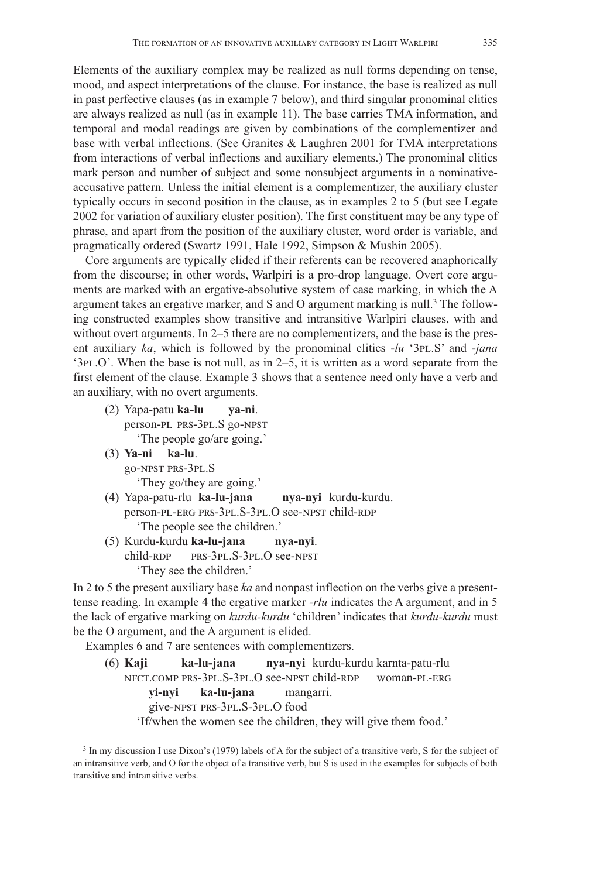Elements of the auxiliary complex may be realized as null forms depending on tense, mood, and aspect interpretations of the clause. For instance, the base is realized as null in past perfective clauses (as in example 7 below), and third singular pronominal clitics are always realized as null (as in example 11). The base carries TMA information, and temporal and modal readings are given by combinations of the complementizer and base with verbal inflections. (See Granites & Laughren 2001 for TMA interpretations from interactions of verbal inflections and auxiliary elements.) The pronominal clitics mark person and number of subject and some nonsubject arguments in a nominative-accusative pattern. Unless the initial element is a complementizer, the auxiliary cluster typically occurs in second position in the clause, as in examples 2 to 5 (but see Legate 2002 for variation of auxiliary cluster position). The first constituent may be any type of phrase, and apart from the position of the auxiliary cluster, word order is variable, and pragmatically ordered (Swartz 1991, Hale 1992, Simpson & Mushin 2005).

Core arguments are typically elided if their referents can be recovered anaphorically from the discourse; in other words, Warlpiri is a pro-drop language. Overt core arguments are marked with an ergative-absolutive system of case marking, in which the A argument takes an ergative marker, and S and O argument marking is null.[3] The following constructed examples show transitive and intransitive Warlpiri clauses, with and without overt arguments. In 2–5 there are no complementizers, and the base is the present auxiliary *ka*, which is followed by the pronominal clitics *-lu* '3PL.S' and *-jana* '3PL.O'. When the base is not null, as in 2–5, it is written as a word separate from the first element of the clause. Example 3 shows that a sentence need only have a verb and an auxiliary, with no overt arguments.

(2) Yapa-patu **ka-lu** **ya-ni**.
person-PL PRS-3PL.S go-NPST
'The people go/are going.'

(3) **Ya-ni** **ka-lu**.
go-NPST PRS-3PL.S
'They go/they are going.'

(4) Yapa-patu-rlu **ka-lu-jana** **nya-nyi** kurdu-kurdu.
person-PL-ERG PRS-3PL.S-3PL.O see-NPST child-RDP
'The people see the children.'

(5) Kurdu-kurdu **ka-lu-jana** **nya-nyi**.
child-RDP PRS-3PL.S-3PL.O see-NPST
'They see the children.'

In 2 to 5 the present auxiliary base *ka* and nonpast inflection on the verbs give a present-tense reading. In example 4 the ergative marker *-rlu* indicates the A argument, and in 5 the lack of ergative marking on *kurdu-kurdu* 'children' indicates that *kurdu-kurdu* must be the O argument, and the A argument is elided.

Examples 6 and 7 are sentences with complementizers.

(6) **Kaji** **ka-lu-jana** **nya-nyi** kurdu-kurdu karnta-patu-rlu
NFCT.COMP PRS-3PL.S-3PL.O see-NPST child-RDP woman-PL-ERG
**yi-nyi** **ka-lu-jana** mangarri.
give-NPST PRS-3PL.S-3PL.O food
'If/when the women see the children, they will give them food.'

[3] In my discussion I use Dixon's (1979) labels of A for the subject of a transitive verb, S for the subject of an intransitive verb, and O for the object of a transitive verb, but S is used in the examples for subjects of both transitive and intransitive verbs.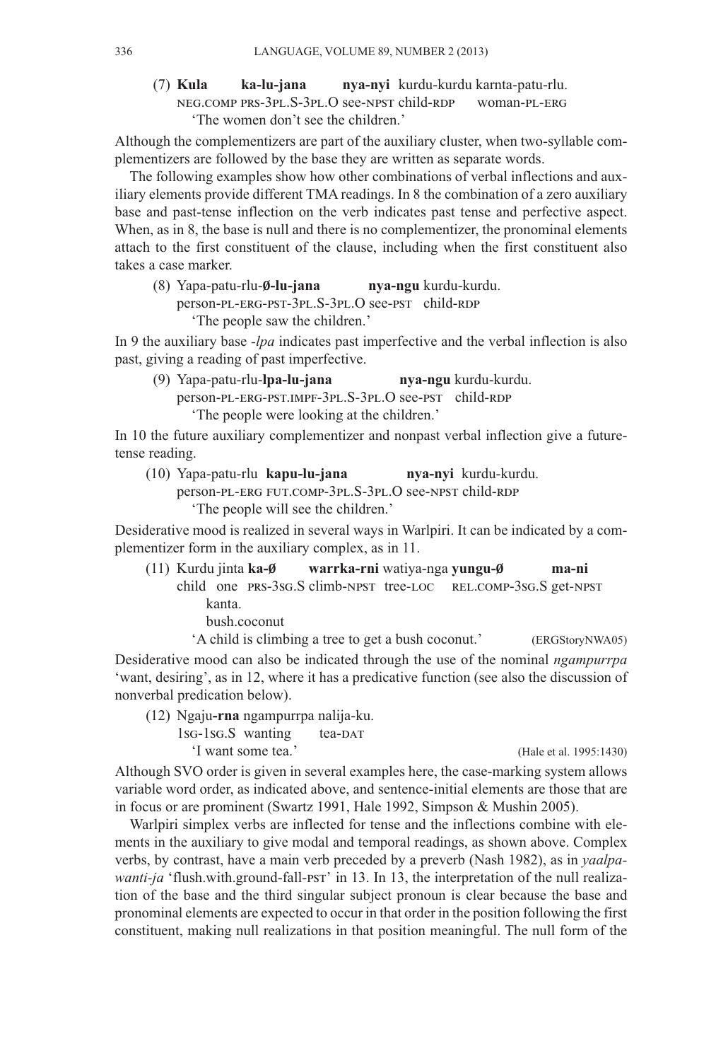(7) **Kula** **ka-lu-jana** **nya-nyi** kurdu-kurdu karnta-patu-rlu.
NEG.COMP PRS-3PL.S-3PL.O see-NPST child-RDP woman-PL-ERG
'The women don't see the children.'

Although the complementizers are part of the auxiliary cluster, when two-syllable complementizers are followed by the base they are written as separate words.

The following examples show how other combinations of verbal inflections and auxiliary elements provide different TMA readings. In 8 the combination of a zero auxiliary base and past-tense inflection on the verb indicates past tense and perfective aspect. When, as in 8, the base is null and there is no complementizer, the pronominal elements attach to the first constituent of the clause, including when the first constituent also takes a case marker.

(8) Yapa-patu-rlu-**ø-lu-jana** **nya-ngu** kurdu-kurdu.
person-PL-ERG-PST-3PL.S-3PL.O see-PST child-RDP
'The people saw the children.'

In 9 the auxiliary base *-lpa* indicates past imperfective and the verbal inflection is also past, giving a reading of past imperfective.

(9) Yapa-patu-rlu-**lpa-lu-jana** **nya-ngu** kurdu-kurdu.
person-PL-ERG-PST.IMPF-3PL.S-3PL.O see-PST child-RDP
'The people were looking at the children.'

In 10 the future auxiliary complementizer and nonpast verbal inflection give a future-tense reading.

(10) Yapa-patu-rlu **kapu-lu-jana** **nya-nyi** kurdu-kurdu.
person-PL-ERG FUT.COMP-3PL.S-3PL.O see-NPST child-RDP
'The people will see the children.'

Desiderative mood is realized in several ways in Warlpiri. It can be indicated by a complementizer form in the auxiliary complex, as in 11.

(11) Kurdu jinta **ka-ø** **warrka-rni** watiya-nga **yungu-ø** **ma-ni** kanta.
child one PRS-3SG.S climb-NPST tree-LOC REL.COMP-3SG.S get-NPST bush.coconut
'A child is climbing a tree to get a bush coconut.' (ERGStoryNWA05)

Desiderative mood can also be indicated through the use of the nominal *ngampurrpa* 'want, desiring', as in 12, where it has a predicative function (see also the discussion of nonverbal predication below).

(12) Ngaju-**rna** ngampurrpa nalija-ku.
1SG-1SG.S wanting tea-DAT
'I want some tea.' (Hale et al. 1995:1430)

Although SVO order is given in several examples here, the case-marking system allows variable word order, as indicated above, and sentence-initial elements are those that are in focus or are prominent (Swartz 1991, Hale 1992, Simpson & Mushin 2005).

Warlpiri simplex verbs are inflected for tense and the inflections combine with elements in the auxiliary to give modal and temporal readings, as shown above. Complex verbs, by contrast, have a main verb preceded by a preverb (Nash 1982), as in *yaalpa-wanti-ja* 'flush.with.ground-fall-PST' in 13. In 13, the interpretation of the null realization of the base and the third singular subject pronoun is clear because the base and pronominal elements are expected to occur in that order in the position following the first constituent, making null realizations in that position meaningful. The null form of the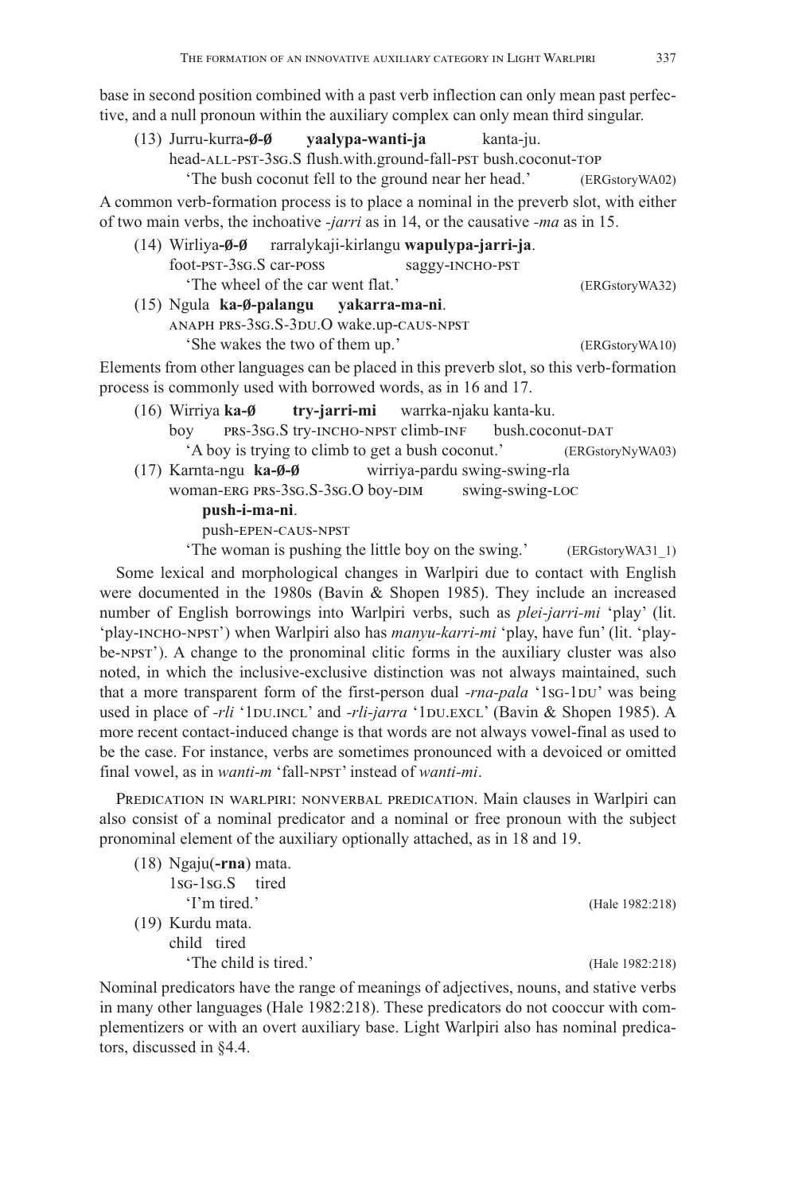base in second position combined with a past verb inflection can only mean past perfective, and a null pronoun within the auxiliary complex can only mean third singular.

(13) Jurru-kurra**-Ø-Ø** **yaalypa-wanti-ja** kanta-ju.
head-ALL-PST-3SG.S flush.with.ground-fall-PST bush.coconut-TOP
'The bush coconut fell to the ground near her head.' (ERGstoryWA02)

A common verb-formation process is to place a nominal in the preverb slot, with either of two main verbs, the inchoative *-jarri* as in 14, or the causative *-ma* as in 15.

(14) Wirliya**-Ø-Ø** rarralykaji-kirlangu **wapulypa-jarri-ja**.
foot-PST-3SG.S car-POSS saggy-INCHO-PST
'The wheel of the car went flat.' (ERGstoryWA32)

(15) Ngula **ka-Ø-palangu** **yakarra-ma-ni**.
ANAPH PRS-3SG.S-3DU.O wake.up-CAUS-NPST
'She wakes the two of them up.' (ERGstoryWA10)

Elements from other languages can be placed in this preverb slot, so this verb-formation process is commonly used with borrowed words, as in 16 and 17.

(16) Wirriya **ka-Ø** **try-jarri-mi** warrka-njaku kanta-ku.
boy PRS-3SG.S try-INCHO-NPST climb-INF bush.coconut-DAT
'A boy is trying to climb to get a bush coconut.' (ERGstoryNyWA03)

(17) Karnta-ngu **ka-Ø-Ø** wirriya-pardu swing-swing-rla
woman-ERG PRS-3SG.S-3SG.O boy-DIM swing-swing-LOC
**push-i-ma-ni**.
push-EPEN-CAUS-NPST
'The woman is pushing the little boy on the swing.' (ERGstoryWA31_1)

Some lexical and morphological changes in Warlpiri due to contact with English were documented in the 1980s (Bavin & Shopen 1985). They include an increased number of English borrowings into Warlpiri verbs, such as *plei-jarri-mi* 'play' (lit. 'play-INCHO-NPST') when Warlpiri also has *manyu-karri-mi* 'play, have fun' (lit. 'play-be-NPST'). A change to the pronominal clitic forms in the auxiliary cluster was also noted, in which the inclusive-exclusive distinction was not always maintained, such that a more transparent form of the first-person dual *-rna-pala* '1SG-1DU' was being used in place of *-rli* '1DU.INCL' and *-rli-jarra* '1DU.EXCL' (Bavin & Shopen 1985). A more recent contact-induced change is that words are not always vowel-final as used to be the case. For instance, verbs are sometimes pronounced with a devoiced or omitted final vowel, as in *wanti-m* 'fall-NPST' instead of *wanti-mi*.

Predication in Warlpiri: nonverbal predication. Main clauses in Warlpiri can also consist of a nominal predicator and a nominal or free pronoun with the subject pronominal element of the auxiliary optionally attached, as in 18 and 19.

(18) Ngaju(**-rna**) mata.
1SG-1SG.S tired
'I'm tired.' (Hale 1982:218)

(19) Kurdu mata.
child tired
'The child is tired.' (Hale 1982:218)

Nominal predicators have the range of meanings of adjectives, nouns, and stative verbs in many other languages (Hale 1982:218). These predicators do not cooccur with complementizers or with an overt auxiliary base. Light Warlpiri also has nominal predicators, discussed in §4.4.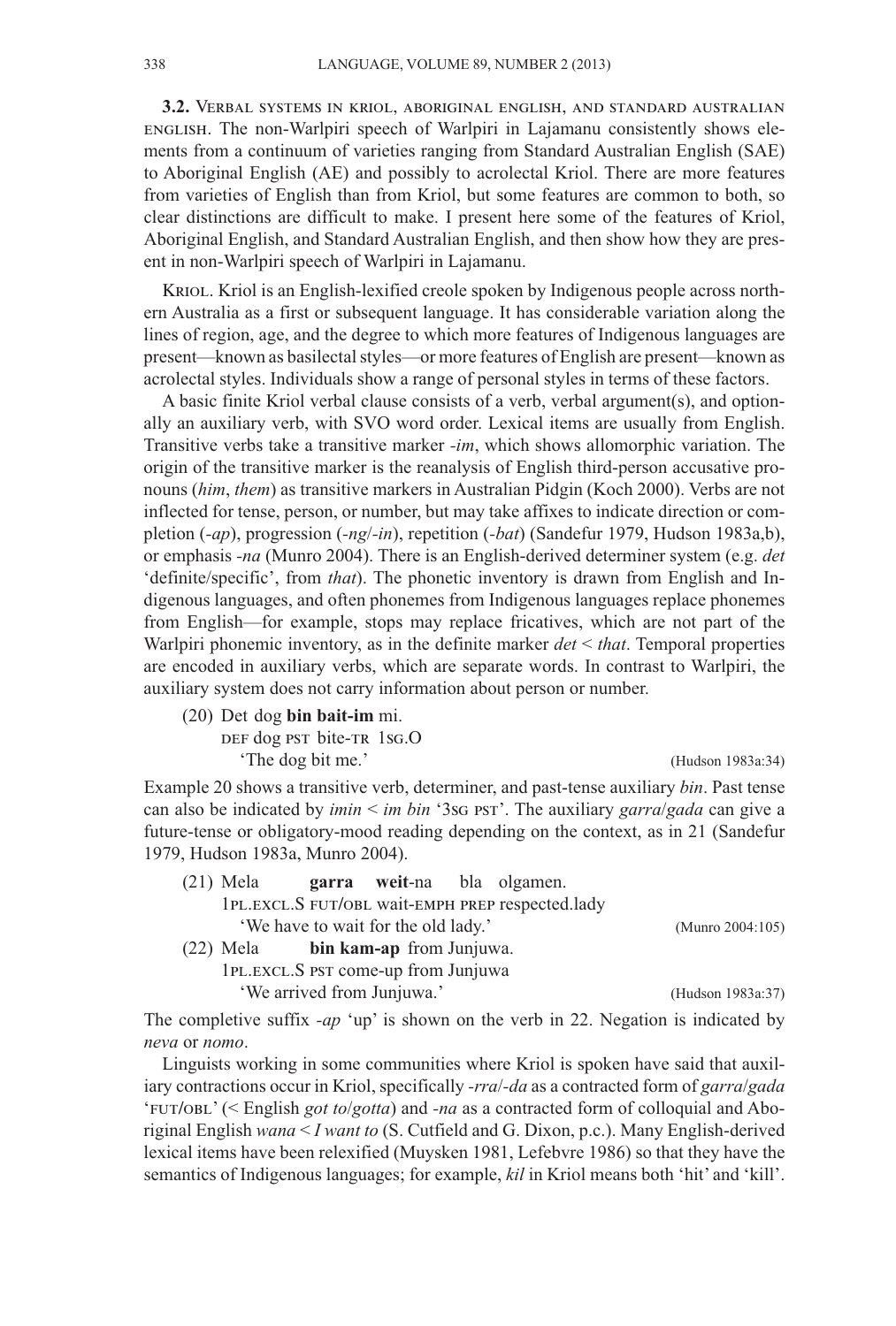**3.2. Verbal systems in kriol, aboriginal english, and standard australian english.** The non-Warlpiri speech of Warlpiri in Lajamanu consistently shows elements from a continuum of varieties ranging from Standard Australian English (SAE) to Aboriginal English (AE) and possibly to acrolectal Kriol. There are more features from varieties of English than from Kriol, but some features are common to both, so clear distinctions are difficult to make. I present here some of the features of Kriol, Aboriginal English, and Standard Australian English, and then show how they are present in non-Warlpiri speech of Warlpiri in Lajamanu.

Kriol. Kriol is an English-lexified creole spoken by Indigenous people across northern Australia as a first or subsequent language. It has considerable variation along the lines of region, age, and the degree to which more features of Indigenous languages are present—known as basilectal styles—or more features of English are present—known as acrolectal styles. Individuals show a range of personal styles in terms of these factors.

A basic finite Kriol verbal clause consists of a verb, verbal argument(s), and optionally an auxiliary verb, with SVO word order. Lexical items are usually from English. Transitive verbs take a transitive marker *-im*, which shows allomorphic variation. The origin of the transitive marker is the reanalysis of English third-person accusative pronouns (*him*, *them*) as transitive markers in Australian Pidgin (Koch 2000). Verbs are not inflected for tense, person, or number, but may take affixes to indicate direction or completion (*-ap*), progression (*-ng*/*-in*), repetition (*-bat*) (Sandefur 1979, Hudson 1983a,b), or emphasis *-na* (Munro 2004). There is an English-derived determiner system (e.g. *det* 'definite/specific', from *that*). The phonetic inventory is drawn from English and Indigenous languages, and often phonemes from Indigenous languages replace phonemes from English—for example, stops may replace fricatives, which are not part of the Warlpiri phonemic inventory, as in the definite marker *det* < *that*. Temporal properties are encoded in auxiliary verbs, which are separate words. In contrast to Warlpiri, the auxiliary system does not carry information about person or number.

(20) Det dog **bin bait-im** mi.
  def dog pst bite-tr 1sg.O
  'The dog bit me.' (Hudson 1983a:34)

Example 20 shows a transitive verb, determiner, and past-tense auxiliary *bin*. Past tense can also be indicated by *imin* < *im bin* '3sg pst'. The auxiliary *garra*/*gada* can give a future-tense or obligatory-mood reading depending on the context, as in 21 (Sandefur 1979, Hudson 1983a, Munro 2004).

(21) Mela **garra weit**-na bla olgamen.
  1pl.excl.S fut/obl wait-emph prep respected.lady
  'We have to wait for the old lady.' (Munro 2004:105)

(22) Mela **bin kam-ap** from Junjuwa.
  1pl.excl.S pst come-up from Junjuwa
  'We arrived from Junjuwa.' (Hudson 1983a:37)

The completive suffix *-ap* 'up' is shown on the verb in 22. Negation is indicated by *neva* or *nomo*.

Linguists working in some communities where Kriol is spoken have said that auxiliary contractions occur in Kriol, specifically *-rra*/*-da* as a contracted form of *garra*/*gada* 'fut/obl' (< English *got to*/*gotta*) and *-na* as a contracted form of colloquial and Aboriginal English *wana* < *I want to* (S. Cutfield and G. Dixon, p.c.). Many English-derived lexical items have been relexified (Muysken 1981, Lefebvre 1986) so that they have the semantics of Indigenous languages; for example, *kil* in Kriol means both 'hit' and 'kill'.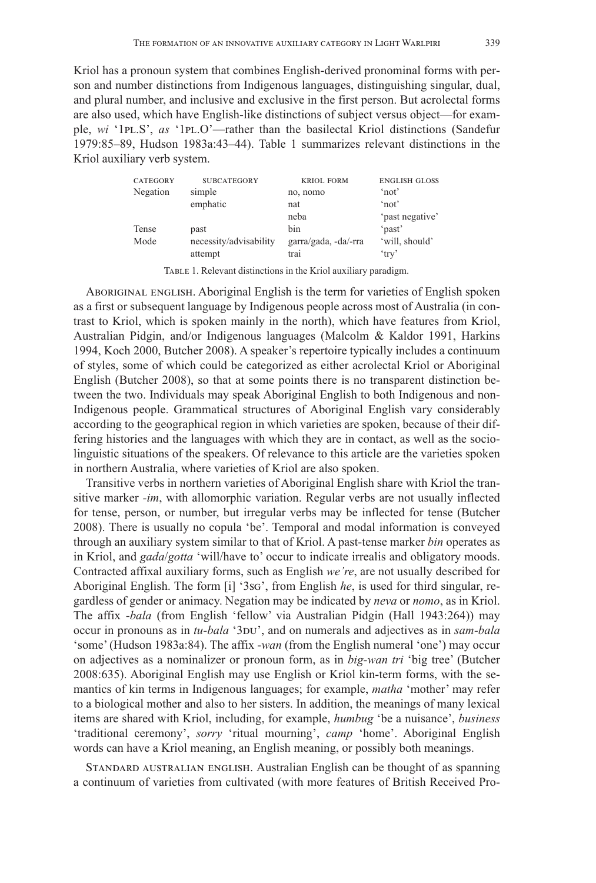Kriol has a pronoun system that combines English-derived pronominal forms with person and number distinctions from Indigenous languages, distinguishing singular, dual, and plural number, and inclusive and exclusive in the first person. But acrolectal forms are also used, which have English-like distinctions of subject versus object—for example, *wi* '1PL.S', *as* '1PL.O'—rather than the basilectal Kriol distinctions (Sandefur 1979:85–89, Hudson 1983a:43–44). Table 1 summarizes relevant distinctions in the Kriol auxiliary verb system.

| CATEGORY | SUBCATEGORY | KRIOL FORM | ENGLISH GLOSS |
|---|---|---|---|
| Negation | simple | no, nomo | 'not' |
| | emphatic | nat | 'not' |
| | | neba | 'past negative' |
| Tense | past | bin | 'past' |
| Mode | necessity/advisability | garra/gada, -da/-rra | 'will, should' |
| | attempt | trai | 'try' |

TABLE 1. Relevant distinctions in the Kriol auxiliary paradigm.

ABORIGINAL ENGLISH. Aboriginal English is the term for varieties of English spoken as a first or subsequent language by Indigenous people across most of Australia (in contrast to Kriol, which is spoken mainly in the north), which have features from Kriol, Australian Pidgin, and/or Indigenous languages (Malcolm & Kaldor 1991, Harkins 1994, Koch 2000, Butcher 2008). A speaker's repertoire typically includes a continuum of styles, some of which could be categorized as either acrolectal Kriol or Aboriginal English (Butcher 2008), so that at some points there is no transparent distinction between the two. Individuals may speak Aboriginal English to both Indigenous and non-Indigenous people. Grammatical structures of Aboriginal English vary considerably according to the geographical region in which varieties are spoken, because of their differing histories and the languages with which they are in contact, as well as the sociolinguistic situations of the speakers. Of relevance to this article are the varieties spoken in northern Australia, where varieties of Kriol are also spoken.

Transitive verbs in northern varieties of Aboriginal English share with Kriol the transitive marker *-im*, with allomorphic variation. Regular verbs are not usually inflected for tense, person, or number, but irregular verbs may be inflected for tense (Butcher 2008). There is usually no copula 'be'. Temporal and modal information is conveyed through an auxiliary system similar to that of Kriol. A past-tense marker *bin* operates as in Kriol, and *gada*/*gotta* 'will/have to' occur to indicate irrealis and obligatory moods. Contracted affixal auxiliary forms, such as English *we're*, are not usually described for Aboriginal English. The form [i] '3SG', from English *he*, is used for third singular, regardless of gender or animacy. Negation may be indicated by *neva* or *nomo*, as in Kriol. The affix *-bala* (from English 'fellow' via Australian Pidgin (Hall 1943:264)) may occur in pronouns as in *tu-bala* '3DU', and on numerals and adjectives as in *sam-bala* 'some' (Hudson 1983a:84). The affix *-wan* (from the English numeral 'one') may occur on adjectives as a nominalizer or pronoun form, as in *big-wan tri* 'big tree' (Butcher 2008:635). Aboriginal English may use English or Kriol kin-term forms, with the semantics of kin terms in Indigenous languages; for example, *matha* 'mother' may refer to a biological mother and also to her sisters. In addition, the meanings of many lexical items are shared with Kriol, including, for example, *humbug* 'be a nuisance', *business* 'traditional ceremony', *sorry* 'ritual mourning', *camp* 'home'. Aboriginal English words can have a Kriol meaning, an English meaning, or possibly both meanings.

STANDARD AUSTRALIAN ENGLISH. Australian English can be thought of as spanning a continuum of varieties from cultivated (with more features of British Received Pro-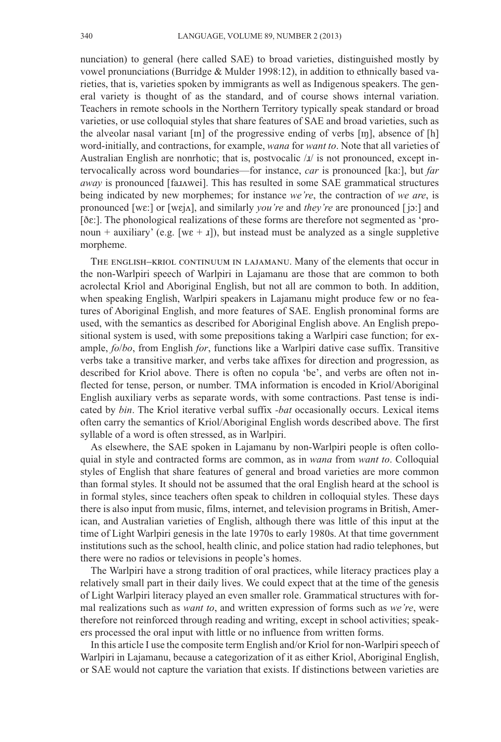nunciation) to general (here called SAE) to broad varieties, distinguished mostly by vowel pronunciations (Burridge & Mulder 1998:12), in addition to ethnically based varieties, that is, varieties spoken by immigrants as well as Indigenous speakers. The general variety is thought of as the standard, and of course shows internal variation. Teachers in remote schools in the Northern Territory typically speak standard or broad varieties, or use colloquial styles that share features of SAE and broad varieties, such as the alveolar nasal variant [ɪn] of the progressive ending of verbs [ɪŋ], absence of [h] word-initially, and contractions, for example, *wana* for *want to*. Note that all varieties of Australian English are nonrhotic; that is, postvocalic /ɹ/ is not pronounced, except intervocalically across word boundaries—for instance, *car* is pronounced [kaː], but *far away* is pronounced [faɹʌwei]. This has resulted in some SAE grammatical structures being indicated by new morphemes; for instance *we're*, the contraction of *we are*, is pronounced [wɛː] or [wejʌ], and similarly *you're* and *they're* are pronounced [jɔː] and [ðɛː]. The phonological realizations of these forms are therefore not segmented as 'pronoun + auxiliary' (e.g. [wɛ + ɹ]), but instead must be analyzed as a single suppletive morpheme.

The English–Kriol continuum in Lajamanu. Many of the elements that occur in the non-Warlpiri speech of Warlpiri in Lajamanu are those that are common to both acrolectal Kriol and Aboriginal English, but not all are common to both. In addition, when speaking English, Warlpiri speakers in Lajamanu might produce few or no features of Aboriginal English, and more features of SAE. English pronominal forms are used, with the semantics as described for Aboriginal English above. An English prepositional system is used, with some prepositions taking a Warlpiri case function; for example, *fo*/*bo*, from English *for*, functions like a Warlpiri dative case suffix. Transitive verbs take a transitive marker, and verbs take affixes for direction and progression, as described for Kriol above. There is often no copula 'be', and verbs are often not inflected for tense, person, or number. TMA information is encoded in Kriol/Aboriginal English auxiliary verbs as separate words, with some contractions. Past tense is indicated by *bin*. The Kriol iterative verbal suffix *-bat* occasionally occurs. Lexical items often carry the semantics of Kriol/Aboriginal English words described above. The first syllable of a word is often stressed, as in Warlpiri.

As elsewhere, the SAE spoken in Lajamanu by non-Warlpiri people is often colloquial in style and contracted forms are common, as in *wana* from *want to*. Colloquial styles of English that share features of general and broad varieties are more common than formal styles. It should not be assumed that the oral English heard at the school is in formal styles, since teachers often speak to children in colloquial styles. These days there is also input from music, films, internet, and television programs in British, American, and Australian varieties of English, although there was little of this input at the time of Light Warlpiri genesis in the late 1970s to early 1980s. At that time government institutions such as the school, health clinic, and police station had radio telephones, but there were no radios or televisions in people's homes.

The Warlpiri have a strong tradition of oral practices, while literacy practices play a relatively small part in their daily lives. We could expect that at the time of the genesis of Light Warlpiri literacy played an even smaller role. Grammatical structures with formal realizations such as *want to*, and written expression of forms such as *we're*, were therefore not reinforced through reading and writing, except in school activities; speakers processed the oral input with little or no influence from written forms.

In this article I use the composite term English and/or Kriol for non-Warlpiri speech of Warlpiri in Lajamanu, because a categorization of it as either Kriol, Aboriginal English, or SAE would not capture the variation that exists. If distinctions between varieties are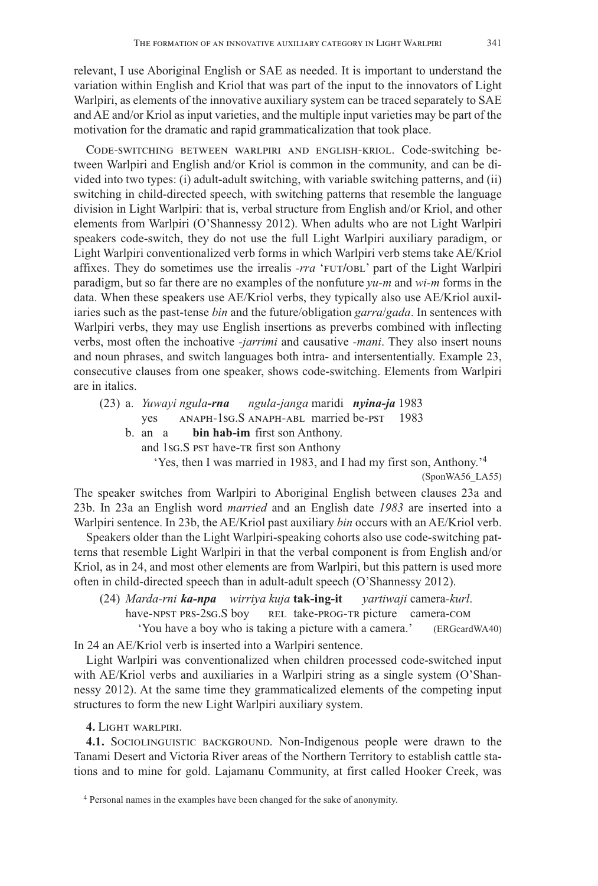relevant, I use Aboriginal English or SAE as needed. It is important to understand the variation within English and Kriol that was part of the input to the innovators of Light Warlpiri, as elements of the innovative auxiliary system can be traced separately to SAE and AE and/or Kriol as input varieties, and the multiple input varieties may be part of the motivation for the dramatic and rapid grammaticalization that took place.

Code-switching between warlpiri and english-kriol. Code-switching between Warlpiri and English and/or Kriol is common in the community, and can be divided into two types: (i) adult-adult switching, with variable switching patterns, and (ii) switching in child-directed speech, with switching patterns that resemble the language division in Light Warlpiri: that is, verbal structure from English and/or Kriol, and other elements from Warlpiri (O'Shannessy 2012). When adults who are not Light Warlpiri speakers code-switch, they do not use the full Light Warlpiri auxiliary paradigm, or Light Warlpiri conventionalized verb forms in which Warlpiri verb stems take AE/Kriol affixes. They do sometimes use the irrealis *-rra* 'FUT/OBL' part of the Light Warlpiri paradigm, but so far there are no examples of the nonfuture *yu-m* and *wi-m* forms in the data. When these speakers use AE/Kriol verbs, they typically also use AE/Kriol auxiliaries such as the past-tense *bin* and the future/obligation *garra*/*gada*. In sentences with Warlpiri verbs, they may use English insertions as preverbs combined with inflecting verbs, most often the inchoative *-jarrimi* and causative *-mani*. They also insert nouns and noun phrases, and switch languages both intra- and intersententially. Example 23, consecutive clauses from one speaker, shows code-switching. Elements from Warlpiri are in italics.

(23) a. *Yuwayi ngula-**rna*** *ngula-janga* maridi ***nyina-ja*** 1983
   yes ANAPH-1SG.S ANAPH-ABL married be-PST 1983

   b. an a **bin hab-im** first son Anthony.
   and 1SG.S PST have-TR first son Anthony

   'Yes, then I was married in 1983, and I had my first son, Anthony.'[4]
   (SponWA56_LA55)

The speaker switches from Warlpiri to Aboriginal English between clauses 23a and 23b. In 23a an English word *married* and an English date *1983* are inserted into a Warlpiri sentence. In 23b, the AE/Kriol past auxiliary *bin* occurs with an AE/Kriol verb.

Speakers older than the Light Warlpiri-speaking cohorts also use code-switching patterns that resemble Light Warlpiri in that the verbal component is from English and/or Kriol, as in 24, and most other elements are from Warlpiri, but this pattern is used more often in child-directed speech than in adult-adult speech (O'Shannessy 2012).

(24) *Marda-rni **ka-npa*** *wirriya kuja* **tak-ing-it** *yartiwaji* camera-*kurl*.
   have-NPST PRS-2SG.S boy REL take-PROG-TR picture camera-COM
   'You have a boy who is taking a picture with a camera.' (ERGcardWA40)

In 24 an AE/Kriol verb is inserted into a Warlpiri sentence.

Light Warlpiri was conventionalized when children processed code-switched input with AE/Kriol verbs and auxiliaries in a Warlpiri string as a single system (O'Shannessy 2012). At the same time they grammaticalized elements of the competing input structures to form the new Light Warlpiri auxiliary system.

## 4. Light warlpiri.

**4.1.** Sociolinguistic background. Non-Indigenous people were drawn to the Tanami Desert and Victoria River areas of the Northern Territory to establish cattle stations and to mine for gold. Lajamanu Community, at first called Hooker Creek, was

[4] Personal names in the examples have been changed for the sake of anonymity.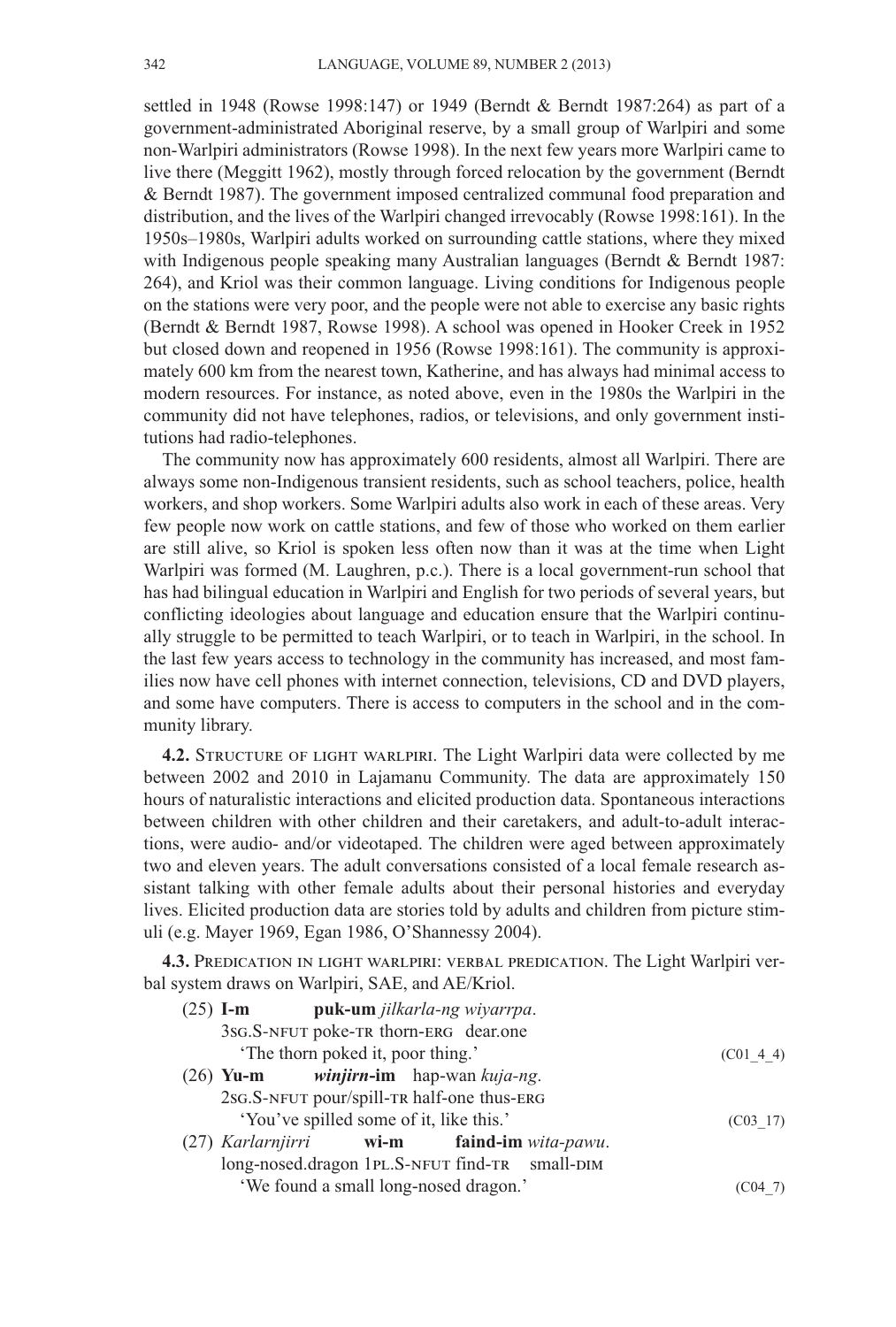settled in 1948 (Rowse 1998:147) or 1949 (Berndt & Berndt 1987:264) as part of a government-administrated Aboriginal reserve, by a small group of Warlpiri and some non-Warlpiri administrators (Rowse 1998). In the next few years more Warlpiri came to live there (Meggitt 1962), mostly through forced relocation by the government (Berndt & Berndt 1987). The government imposed centralized communal food preparation and distribution, and the lives of the Warlpiri changed irrevocably (Rowse 1998:161). In the 1950s–1980s, Warlpiri adults worked on surrounding cattle stations, where they mixed with Indigenous people speaking many Australian languages (Berndt & Berndt 1987: 264), and Kriol was their common language. Living conditions for Indigenous people on the stations were very poor, and the people were not able to exercise any basic rights (Berndt & Berndt 1987, Rowse 1998). A school was opened in Hooker Creek in 1952 but closed down and reopened in 1956 (Rowse 1998:161). The community is approximately 600 km from the nearest town, Katherine, and has always had minimal access to modern resources. For instance, as noted above, even in the 1980s the Warlpiri in the community did not have telephones, radios, or televisions, and only government institutions had radio-telephones.

The community now has approximately 600 residents, almost all Warlpiri. There are always some non-Indigenous transient residents, such as school teachers, police, health workers, and shop workers. Some Warlpiri adults also work in each of these areas. Very few people now work on cattle stations, and few of those who worked on them earlier are still alive, so Kriol is spoken less often now than it was at the time when Light Warlpiri was formed (M. Laughren, p.c.). There is a local government-run school that has had bilingual education in Warlpiri and English for two periods of several years, but conflicting ideologies about language and education ensure that the Warlpiri continually struggle to be permitted to teach Warlpiri, or to teach in Warlpiri, in the school. In the last few years access to technology in the community has increased, and most families now have cell phones with internet connection, televisions, CD and DVD players, and some have computers. There is access to computers in the school and in the community library.

**4.2.** Structure of light warlpiri. The Light Warlpiri data were collected by me between 2002 and 2010 in Lajamanu Community. The data are approximately 150 hours of naturalistic interactions and elicited production data. Spontaneous interactions between children with other children and their caretakers, and adult-to-adult interactions, were audio- and/or videotaped. The children were aged between approximately two and eleven years. The adult conversations consisted of a local female research assistant talking with other female adults about their personal histories and everyday lives. Elicited production data are stories told by adults and children from picture stimuli (e.g. Mayer 1969, Egan 1986, O'Shannessy 2004).

**4.3.** Predication in light warlpiri: verbal predication. The Light Warlpiri verbal system draws on Warlpiri, SAE, and AE/Kriol.

(25) **I-m** **puk-um** *jilkarla-ng wiyarrpa*.
3sg.S-nfut poke-tr thorn-erg dear.one
'The thorn poked it, poor thing.' (C01_4_4)

(26) **Yu-m** ***winjirn*-im** hap-wan *kuja-ng*.
2sg.S-nfut pour/spill-tr half-one thus-erg
'You've spilled some of it, like this.' (C03_17)

(27) *Karlarnjirri* **wi-m** **faind-im** *wita-pawu*.
long-nosed.dragon 1pl.S-nfut find-tr small-dim
'We found a small long-nosed dragon.' (C04_7)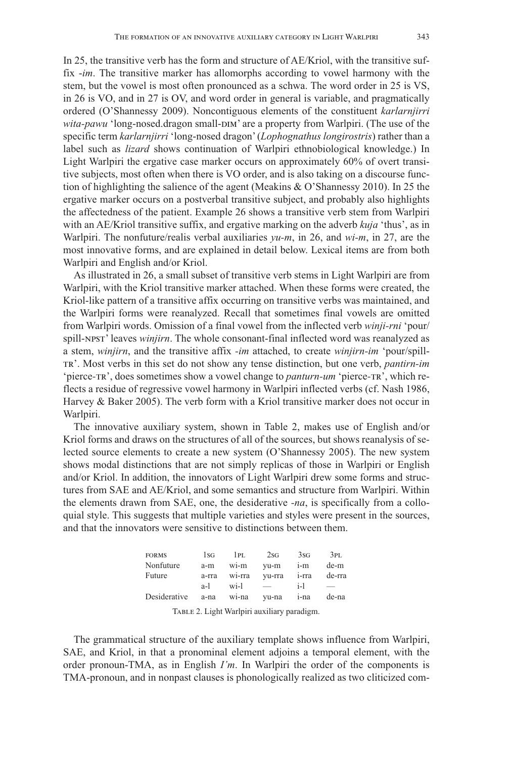In 25, the transitive verb has the form and structure of AE/Kriol, with the transitive suffix *-im*. The transitive marker has allomorphs according to vowel harmony with the stem, but the vowel is most often pronounced as a schwa. The word order in 25 is VS, in 26 is VO, and in 27 is OV, and word order in general is variable, and pragmatically ordered (O'Shannessy 2009). Noncontiguous elements of the constituent *karlarnjirri wita-pawu* 'long-nosed.dragon small-DIM' are a property from Warlpiri. (The use of the specific term *karlarnjirri* 'long-nosed dragon' (*Lophognathus longirostris*) rather than a label such as *lizard* shows continuation of Warlpiri ethnobiological knowledge.) In Light Warlpiri the ergative case marker occurs on approximately 60% of overt transitive subjects, most often when there is VO order, and is also taking on a discourse function of highlighting the salience of the agent (Meakins & O'Shannessy 2010). In 25 the ergative marker occurs on a postverbal transitive subject, and probably also highlights the affectedness of the patient. Example 26 shows a transitive verb stem from Warlpiri with an AE/Kriol transitive suffix, and ergative marking on the adverb *kuja* 'thus', as in Warlpiri. The nonfuture/realis verbal auxiliaries *yu-m*, in 26, and *wi-m*, in 27, are the most innovative forms, and are explained in detail below. Lexical items are from both Warlpiri and English and/or Kriol.

As illustrated in 26, a small subset of transitive verb stems in Light Warlpiri are from Warlpiri, with the Kriol transitive affix attached. When these forms were created, the Kriol-like pattern of a transitive affix occurring on transitive verbs was maintained, and the Warlpiri forms were reanalyzed. Recall that sometimes final vowels are omitted from Warlpiri words. Omission of a final vowel from the inflected verb *winji-rni* 'pour/spill-NPST' leaves *winjirn*. The whole consonant-final inflected word was reanalyzed as a stem, *winjirn*, and the transitive affix *-im* attached, to create *winjirn-im* 'pour/spill-TR'. Most verbs in this set do not show any tense distinction, but one verb, *pantirn-im* 'pierce-TR', does sometimes show a vowel change to *panturn-um* 'pierce-TR', which reflects a residue of regressive vowel harmony in Warlpiri inflected verbs (cf. Nash 1986, Harvey & Baker 2005). The verb form with a Kriol transitive marker does not occur in Warlpiri.

The innovative auxiliary system, shown in Table 2, makes use of English and/or Kriol forms and draws on the structures of all of the sources, but shows reanalysis of selected source elements to create a new system (O'Shannessy 2005). The new system shows modal distinctions that are not simply replicas of those in Warlpiri or English and/or Kriol. In addition, the innovators of Light Warlpiri drew some forms and structures from SAE and AE/Kriol, and some semantics and structure from Warlpiri. Within the elements drawn from SAE, one, the desiderative *-na*, is specifically from a colloquial style. This suggests that multiple varieties and styles were present in the sources, and that the innovators were sensitive to distinctions between them.

| FORMS | 1SG | 1PL | 2SG | 3SG | 3PL |
|---|---|---|---|---|---|
| Nonfuture | a-m | wi-m | yu-m | i-m | de-m |
| Future | a-rra | wi-rra | yu-rra | i-rra | de-rra |
| | a-l | wi-l | — | i-l | — |
| Desiderative | a-na | wi-na | yu-na | i-na | de-na |

TABLE 2. Light Warlpiri auxiliary paradigm.

The grammatical structure of the auxiliary template shows influence from Warlpiri, SAE, and Kriol, in that a pronominal element adjoins a temporal element, with the order pronoun-TMA, as in English *I'm*. In Warlpiri the order of the components is TMA-pronoun, and in nonpast clauses is phonologically realized as two cliticized com-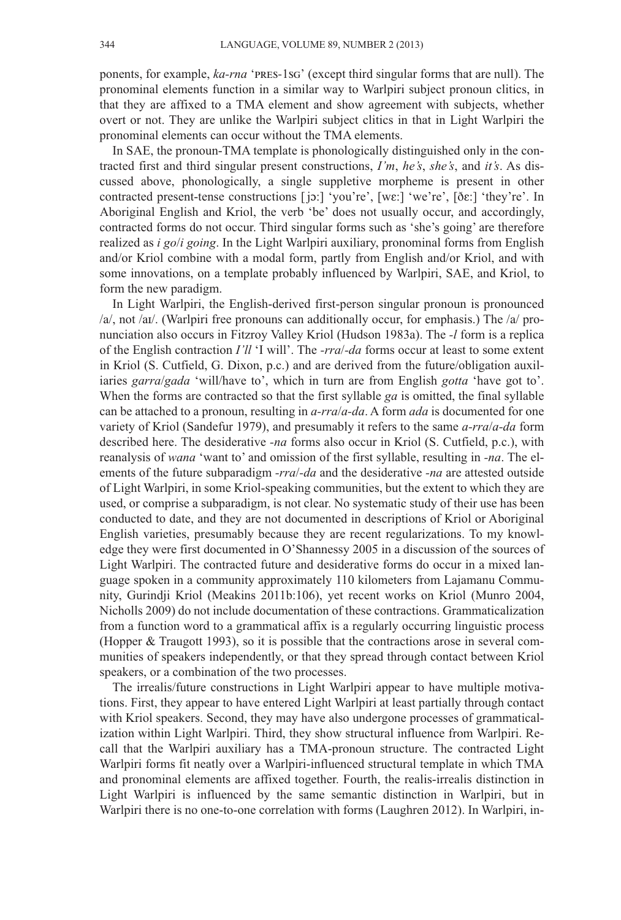ponents, for example, *ka-rna* 'PRES-1SG' (except third singular forms that are null). The pronominal elements function in a similar way to Warlpiri subject pronoun clitics, in that they are affixed to a TMA element and show agreement with subjects, whether overt or not. They are unlike the Warlpiri subject clitics in that in Light Warlpiri the pronominal elements can occur without the TMA elements.

In SAE, the pronoun-TMA template is phonologically distinguished only in the contracted first and third singular present constructions, *I'm*, *he's*, *she's*, and *it's*. As discussed above, phonologically, a single suppletive morpheme is present in other contracted present-tense constructions [jɔː] 'you're', [wɛː] 'we're', [ðɛː] 'they're'. In Aboriginal English and Kriol, the verb 'be' does not usually occur, and accordingly, contracted forms do not occur. Third singular forms such as 'she's going' are therefore realized as *i go*/*i going*. In the Light Warlpiri auxiliary, pronominal forms from English and/or Kriol combine with a modal form, partly from English and/or Kriol, and with some innovations, on a template probably influenced by Warlpiri, SAE, and Kriol, to form the new paradigm.

In Light Warlpiri, the English-derived first-person singular pronoun is pronounced /a/, not /aɪ/. (Warlpiri free pronouns can additionally occur, for emphasis.) The /a/ pronunciation also occurs in Fitzroy Valley Kriol (Hudson 1983a). The *-l* form is a replica of the English contraction *I'll* 'I will'. The *-rra*/*-da* forms occur at least to some extent in Kriol (S. Cutfield, G. Dixon, p.c.) and are derived from the future/obligation auxiliaries *garra*/*gada* 'will/have to', which in turn are from English *gotta* 'have got to'. When the forms are contracted so that the first syllable *ga* is omitted, the final syllable can be attached to a pronoun, resulting in *a-rra*/*a-da*. A form *ada* is documented for one variety of Kriol (Sandefur 1979), and presumably it refers to the same *a-rra*/*a-da* form described here. The desiderative *-na* forms also occur in Kriol (S. Cutfield, p.c.), with reanalysis of *wana* 'want to' and omission of the first syllable, resulting in *-na*. The elements of the future subparadigm *-rra*/*-da* and the desiderative *-na* are attested outside of Light Warlpiri, in some Kriol-speaking communities, but the extent to which they are used, or comprise a subparadigm, is not clear. No systematic study of their use has been conducted to date, and they are not documented in descriptions of Kriol or Aboriginal English varieties, presumably because they are recent regularizations. To my knowledge they were first documented in O'Shannessy 2005 in a discussion of the sources of Light Warlpiri. The contracted future and desiderative forms do occur in a mixed language spoken in a community approximately 110 kilometers from Lajamanu Community, Gurindji Kriol (Meakins 2011b:106), yet recent works on Kriol (Munro 2004, Nicholls 2009) do not include documentation of these contractions. Grammaticalization from a function word to a grammatical affix is a regularly occurring linguistic process (Hopper & Traugott 1993), so it is possible that the contractions arose in several communities of speakers independently, or that they spread through contact between Kriol speakers, or a combination of the two processes.

The irrealis/future constructions in Light Warlpiri appear to have multiple motivations. First, they appear to have entered Light Warlpiri at least partially through contact with Kriol speakers. Second, they may have also undergone processes of grammaticalization within Light Warlpiri. Third, they show structural influence from Warlpiri. Recall that the Warlpiri auxiliary has a TMA-pronoun structure. The contracted Light Warlpiri forms fit neatly over a Warlpiri-influenced structural template in which TMA and pronominal elements are affixed together. Fourth, the realis-irrealis distinction in Light Warlpiri is influenced by the same semantic distinction in Warlpiri, but in Warlpiri there is no one-to-one correlation with forms (Laughren 2012). In Warlpiri, in-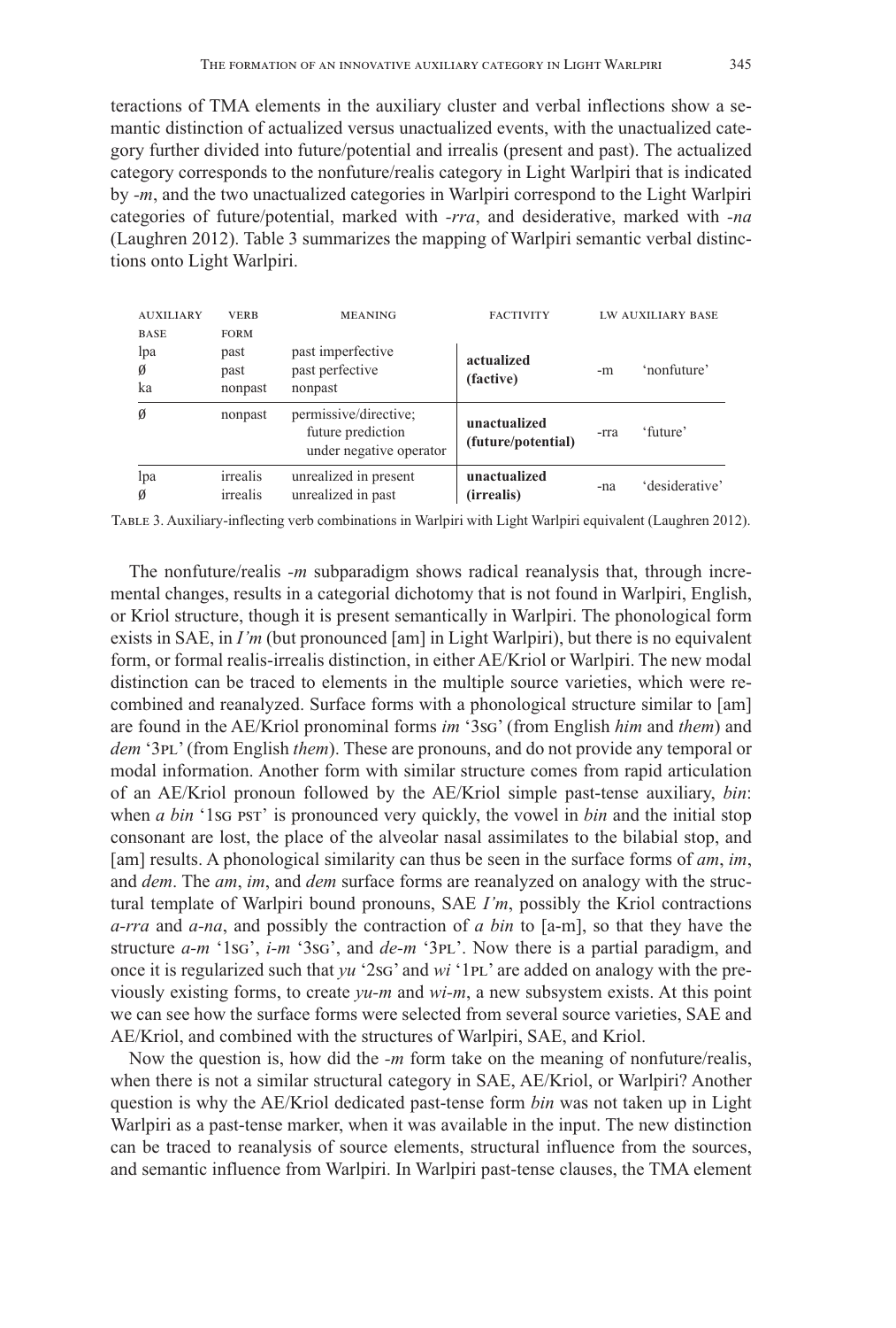teractions of TMA elements in the auxiliary cluster and verbal inflections show a semantic distinction of actualized versus unactualized events, with the unactualized category further divided into future/potential and irrealis (present and past). The actualized category corresponds to the nonfuture/realis category in Light Warlpiri that is indicated by *-m*, and the two unactualized categories in Warlpiri correspond to the Light Warlpiri categories of future/potential, marked with *-rra*, and desiderative, marked with *-na* (Laughren 2012). Table 3 summarizes the mapping of Warlpiri semantic verbal distinctions onto Light Warlpiri.

| AUXILIARY BASE | VERB FORM | MEANING | FACTIVITY | LW AUXILIARY BASE | |
|---|---|---|---|---|---|
| lpa | past | past imperfective | **actualized (factive)** | -m | 'nonfuture' |
| Ø | past | past perfective | | | |
| ka | nonpast | nonpast | | | |
| Ø | nonpast | permissive/directive; future prediction under negative operator | **unactualized (future/potential)** | -rra | 'future' |
| lpa | irrealis | unrealized in present | **unactualized (irrealis)** | -na | 'desiderative' |
| Ø | irrealis | unrealized in past | | | |

TABLE 3. Auxiliary-inflecting verb combinations in Warlpiri with Light Warlpiri equivalent (Laughren 2012).

The nonfuture/realis *-m* subparadigm shows radical reanalysis that, through incremental changes, results in a categorial dichotomy that is not found in Warlpiri, English, or Kriol structure, though it is present semantically in Warlpiri. The phonological form exists in SAE, in *I'm* (but pronounced [am] in Light Warlpiri), but there is no equivalent form, or formal realis-irrealis distinction, in either AE/Kriol or Warlpiri. The new modal distinction can be traced to elements in the multiple source varieties, which were recombined and reanalyzed. Surface forms with a phonological structure similar to [am] are found in the AE/Kriol pronominal forms *im* '3SG' (from English *him* and *them*) and *dem* '3PL' (from English *them*). These are pronouns, and do not provide any temporal or modal information. Another form with similar structure comes from rapid articulation of an AE/Kriol pronoun followed by the AE/Kriol simple past-tense auxiliary, *bin*: when *a bin* '1SG PST' is pronounced very quickly, the vowel in *bin* and the initial stop consonant are lost, the place of the alveolar nasal assimilates to the bilabial stop, and [am] results. A phonological similarity can thus be seen in the surface forms of *am*, *im*, and *dem*. The *am*, *im*, and *dem* surface forms are reanalyzed on analogy with the structural template of Warlpiri bound pronouns, SAE *I'm*, possibly the Kriol contractions *a-rra* and *a-na*, and possibly the contraction of *a bin* to [a-m], so that they have the structure *a-m* '1SG', *i-m* '3SG', and *de-m* '3PL'. Now there is a partial paradigm, and once it is regularized such that *yu* '2SG' and *wi* '1PL' are added on analogy with the previously existing forms, to create *yu-m* and *wi-m*, a new subsystem exists. At this point we can see how the surface forms were selected from several source varieties, SAE and AE/Kriol, and combined with the structures of Warlpiri, SAE, and Kriol.

Now the question is, how did the *-m* form take on the meaning of nonfuture/realis, when there is not a similar structural category in SAE, AE/Kriol, or Warlpiri? Another question is why the AE/Kriol dedicated past-tense form *bin* was not taken up in Light Warlpiri as a past-tense marker, when it was available in the input. The new distinction can be traced to reanalysis of source elements, structural influence from the sources, and semantic influence from Warlpiri. In Warlpiri past-tense clauses, the TMA element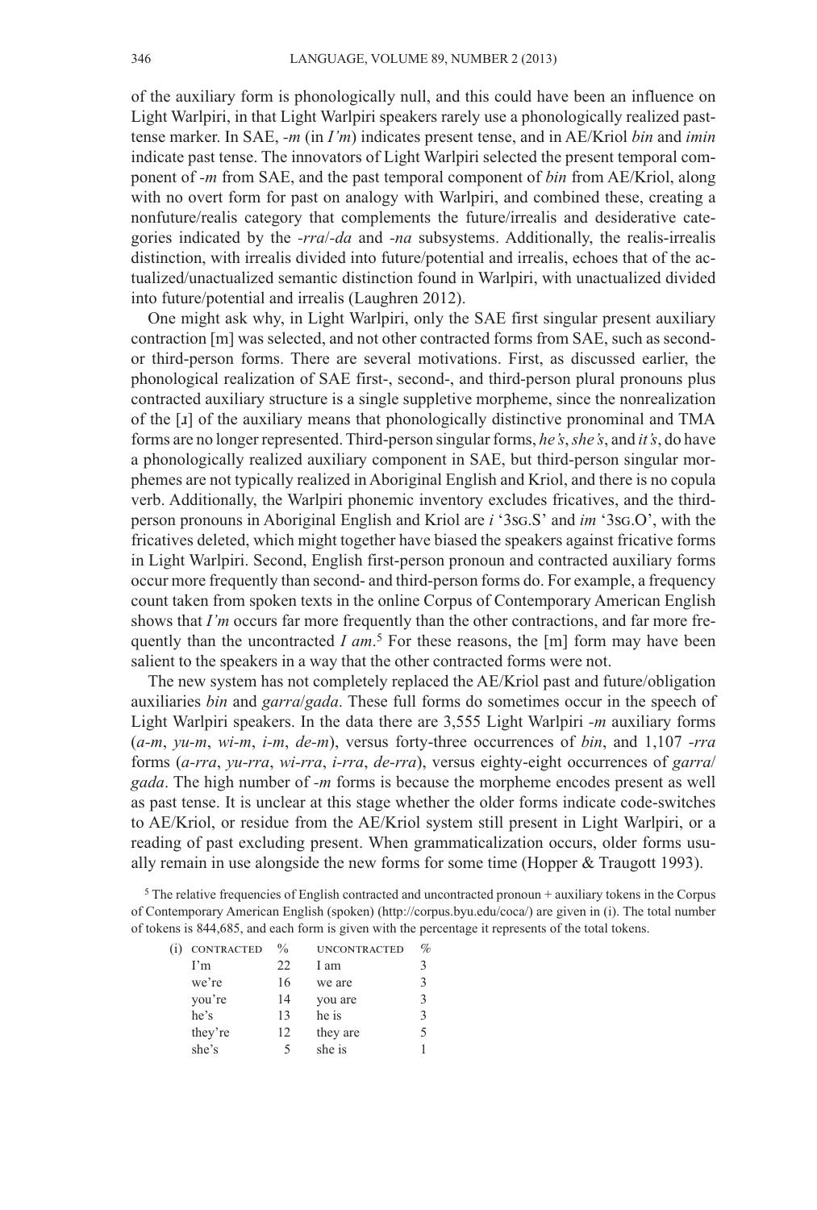of the auxiliary form is phonologically null, and this could have been an influence on Light Warlpiri, in that Light Warlpiri speakers rarely use a phonologically realized past-tense marker. In SAE, *-m* (in *I'm*) indicates present tense, and in AE/Kriol *bin* and *imin* indicate past tense. The innovators of Light Warlpiri selected the present temporal component of *-m* from SAE, and the past temporal component of *bin* from AE/Kriol, along with no overt form for past on analogy with Warlpiri, and combined these, creating a nonfuture/realis category that complements the future/irrealis and desiderative categories indicated by the *-rra*/*-da* and *-na* subsystems. Additionally, the realis-irrealis distinction, with irrealis divided into future/potential and irrealis, echoes that of the actualized/unactualized semantic distinction found in Warlpiri, with unactualized divided into future/potential and irrealis (Laughren 2012).

One might ask why, in Light Warlpiri, only the SAE first singular present auxiliary contraction [m] was selected, and not other contracted forms from SAE, such as second- or third-person forms. There are several motivations. First, as discussed earlier, the phonological realization of SAE first-, second-, and third-person plural pronouns plus contracted auxiliary structure is a single suppletive morpheme, since the nonrealization of the [ɹ] of the auxiliary means that phonologically distinctive pronominal and TMA forms are no longer represented. Third-person singular forms, *he's*, *she's*, and *it's*, do have a phonologically realized auxiliary component in SAE, but third-person singular morphemes are not typically realized in Aboriginal English and Kriol, and there is no copula verb. Additionally, the Warlpiri phonemic inventory excludes fricatives, and the third-person pronouns in Aboriginal English and Kriol are *i* '3SG.S' and *im* '3SG.O', with the fricatives deleted, which might together have biased the speakers against fricative forms in Light Warlpiri. Second, English first-person pronoun and contracted auxiliary forms occur more frequently than second- and third-person forms do. For example, a frequency count taken from spoken texts in the online Corpus of Contemporary American English shows that *I'm* occurs far more frequently than the other contractions, and far more frequently than the uncontracted *I am*.[5] For these reasons, the [m] form may have been salient to the speakers in a way that the other contracted forms were not.

The new system has not completely replaced the AE/Kriol past and future/obligation auxiliaries *bin* and *garra*/*gada*. These full forms do sometimes occur in the speech of Light Warlpiri speakers. In the data there are 3,555 Light Warlpiri *-m* auxiliary forms (*a-m*, *yu-m*, *wi-m*, *i-m*, *de-m*), versus forty-three occurrences of *bin*, and 1,107 *-rra* forms (*a-rra*, *yu-rra*, *wi-rra*, *i-rra*, *de-rra*), versus eighty-eight occurrences of *garra*/*gada*. The high number of *-m* forms is because the morpheme encodes present as well as past tense. It is unclear at this stage whether the older forms indicate code-switches to AE/Kriol, or residue from the AE/Kriol system still present in Light Warlpiri, or a reading of past excluding present. When grammaticalization occurs, older forms usually remain in use alongside the new forms for some time (Hopper & Traugott 1993).

[5] The relative frequencies of English contracted and uncontracted pronoun + auxiliary tokens in the Corpus of Contemporary American English (spoken) (http://corpus.byu.edu/coca/) are given in (i). The total number of tokens is 844,685, and each form is given with the percentage it represents of the total tokens.

(i)

| CONTRACTED | % | UNCONTRACTED | % |
|---|---|---|---|
| I'm | 22 | I am | 3 |
| we're | 16 | we are | 3 |
| you're | 14 | you are | 3 |
| he's | 13 | he is | 3 |
| they're | 12 | they are | 5 |
| she's | 5 | she is | 1 |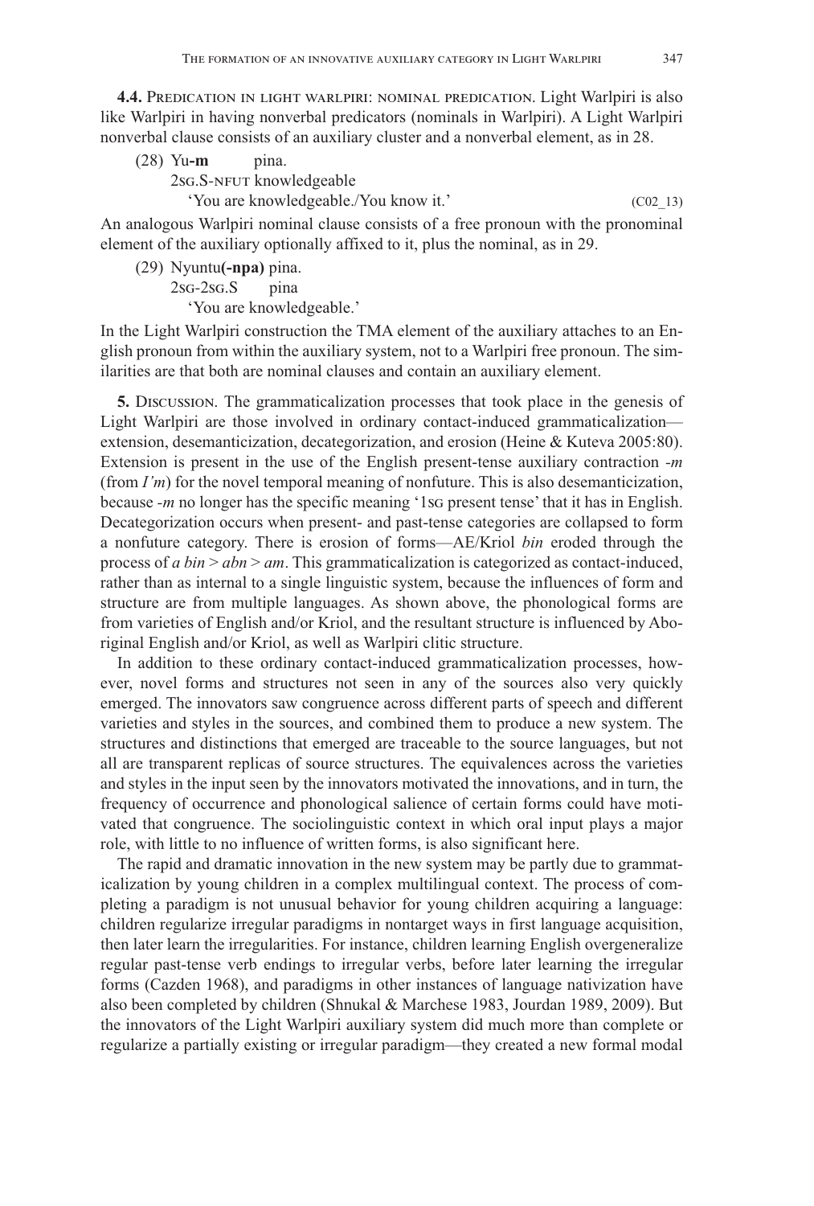**4.4. Predication in light warlpiri: nominal predication.** Light Warlpiri is also like Warlpiri in having nonverbal predicators (nominals in Warlpiri). A Light Warlpiri nonverbal clause consists of an auxiliary cluster and a nonverbal element, as in 28.

(28) Yu**-m** pina.
 2sg.S-nfut knowledgeable
 'You are knowledgeable./You know it.' (C02_13)

An analogous Warlpiri nominal clause consists of a free pronoun with the pronominal element of the auxiliary optionally affixed to it, plus the nominal, as in 29.

(29) Nyuntu**(-npa)** pina.
 2sg-2sg.S pina
 'You are knowledgeable.'

In the Light Warlpiri construction the TMA element of the auxiliary attaches to an English pronoun from within the auxiliary system, not to a Warlpiri free pronoun. The similarities are that both are nominal clauses and contain an auxiliary element.

**5. Discussion.** The grammaticalization processes that took place in the genesis of Light Warlpiri are those involved in ordinary contact-induced grammaticalization—extension, desemanticization, decategorization, and erosion (Heine & Kuteva 2005:80). Extension is present in the use of the English present-tense auxiliary contraction *-m* (from *I'm*) for the novel temporal meaning of nonfuture. This is also desemanticization, because *-m* no longer has the specific meaning '1sg present tense' that it has in English. Decategorization occurs when present- and past-tense categories are collapsed to form a nonfuture category. There is erosion of forms—AE/Kriol *bin* eroded through the process of *a bin* > *abn* > *am*. This grammaticalization is categorized as contact-induced, rather than as internal to a single linguistic system, because the influences of form and structure are from multiple languages. As shown above, the phonological forms are from varieties of English and/or Kriol, and the resultant structure is influenced by Aboriginal English and/or Kriol, as well as Warlpiri clitic structure.

In addition to these ordinary contact-induced grammaticalization processes, however, novel forms and structures not seen in any of the sources also very quickly emerged. The innovators saw congruence across different parts of speech and different varieties and styles in the sources, and combined them to produce a new system. The structures and distinctions that emerged are traceable to the source languages, but not all are transparent replicas of source structures. The equivalences across the varieties and styles in the input seen by the innovators motivated the innovations, and in turn, the frequency of occurrence and phonological salience of certain forms could have motivated that congruence. The sociolinguistic context in which oral input plays a major role, with little to no influence of written forms, is also significant here.

The rapid and dramatic innovation in the new system may be partly due to grammaticalization by young children in a complex multilingual context. The process of completing a paradigm is not unusual behavior for young children acquiring a language: children regularize irregular paradigms in nontarget ways in first language acquisition, then later learn the irregularities. For instance, children learning English overgeneralize regular past-tense verb endings to irregular verbs, before later learning the irregular forms (Cazden 1968), and paradigms in other instances of language nativization have also been completed by children (Shnukal & Marchese 1983, Jourdan 1989, 2009). But the innovators of the Light Warlpiri auxiliary system did much more than complete or regularize a partially existing or irregular paradigm—they created a new formal modal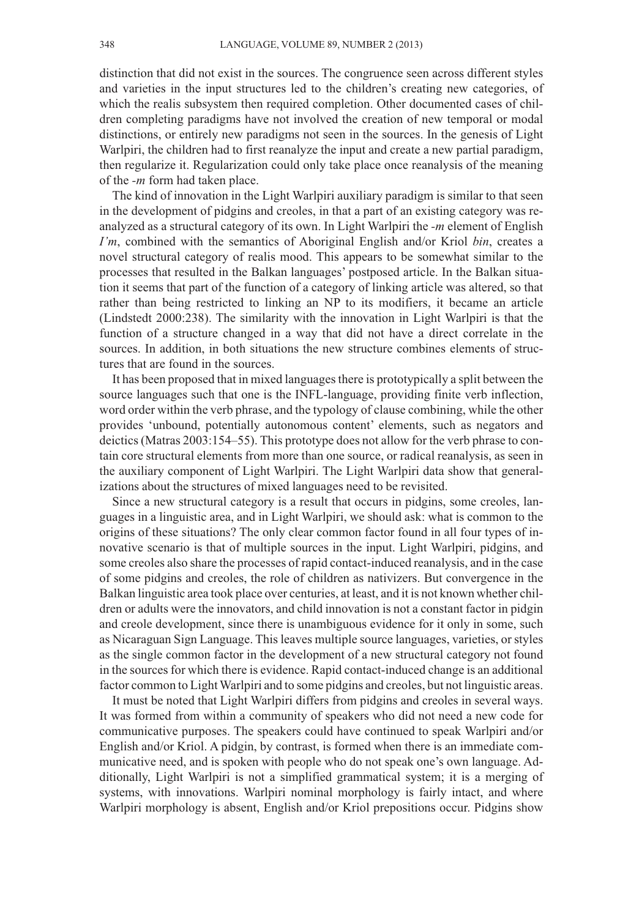distinction that did not exist in the sources. The congruence seen across different styles and varieties in the input structures led to the children's creating new categories, of which the realis subsystem then required completion. Other documented cases of children completing paradigms have not involved the creation of new temporal or modal distinctions, or entirely new paradigms not seen in the sources. In the genesis of Light Warlpiri, the children had to first reanalyze the input and create a new partial paradigm, then regularize it. Regularization could only take place once reanalysis of the meaning of the *-m* form had taken place.

The kind of innovation in the Light Warlpiri auxiliary paradigm is similar to that seen in the development of pidgins and creoles, in that a part of an existing category was reanalyzed as a structural category of its own. In Light Warlpiri the *-m* element of English *I'm*, combined with the semantics of Aboriginal English and/or Kriol *bin*, creates a novel structural category of realis mood. This appears to be somewhat similar to the processes that resulted in the Balkan languages' postposed article. In the Balkan situation it seems that part of the function of a category of linking article was altered, so that rather than being restricted to linking an NP to its modifiers, it became an article (Lindstedt 2000:238). The similarity with the innovation in Light Warlpiri is that the function of a structure changed in a way that did not have a direct correlate in the sources. In addition, in both situations the new structure combines elements of structures that are found in the sources.

It has been proposed that in mixed languages there is prototypically a split between the source languages such that one is the INFL-language, providing finite verb inflection, word order within the verb phrase, and the typology of clause combining, while the other provides 'unbound, potentially autonomous content' elements, such as negators and deictics (Matras 2003:154–55). This prototype does not allow for the verb phrase to contain core structural elements from more than one source, or radical reanalysis, as seen in the auxiliary component of Light Warlpiri. The Light Warlpiri data show that generalizations about the structures of mixed languages need to be revisited.

Since a new structural category is a result that occurs in pidgins, some creoles, languages in a linguistic area, and in Light Warlpiri, we should ask: what is common to the origins of these situations? The only clear common factor found in all four types of innovative scenario is that of multiple sources in the input. Light Warlpiri, pidgins, and some creoles also share the processes of rapid contact-induced reanalysis, and in the case of some pidgins and creoles, the role of children as nativizers. But convergence in the Balkan linguistic area took place over centuries, at least, and it is not known whether children or adults were the innovators, and child innovation is not a constant factor in pidgin and creole development, since there is unambiguous evidence for it only in some, such as Nicaraguan Sign Language. This leaves multiple source languages, varieties, or styles as the single common factor in the development of a new structural category not found in the sources for which there is evidence. Rapid contact-induced change is an additional factor common to Light Warlpiri and to some pidgins and creoles, but not linguistic areas.

It must be noted that Light Warlpiri differs from pidgins and creoles in several ways. It was formed from within a community of speakers who did not need a new code for communicative purposes. The speakers could have continued to speak Warlpiri and/or English and/or Kriol. A pidgin, by contrast, is formed when there is an immediate communicative need, and is spoken with people who do not speak one's own language. Additionally, Light Warlpiri is not a simplified grammatical system; it is a merging of systems, with innovations. Warlpiri nominal morphology is fairly intact, and where Warlpiri morphology is absent, English and/or Kriol prepositions occur. Pidgins show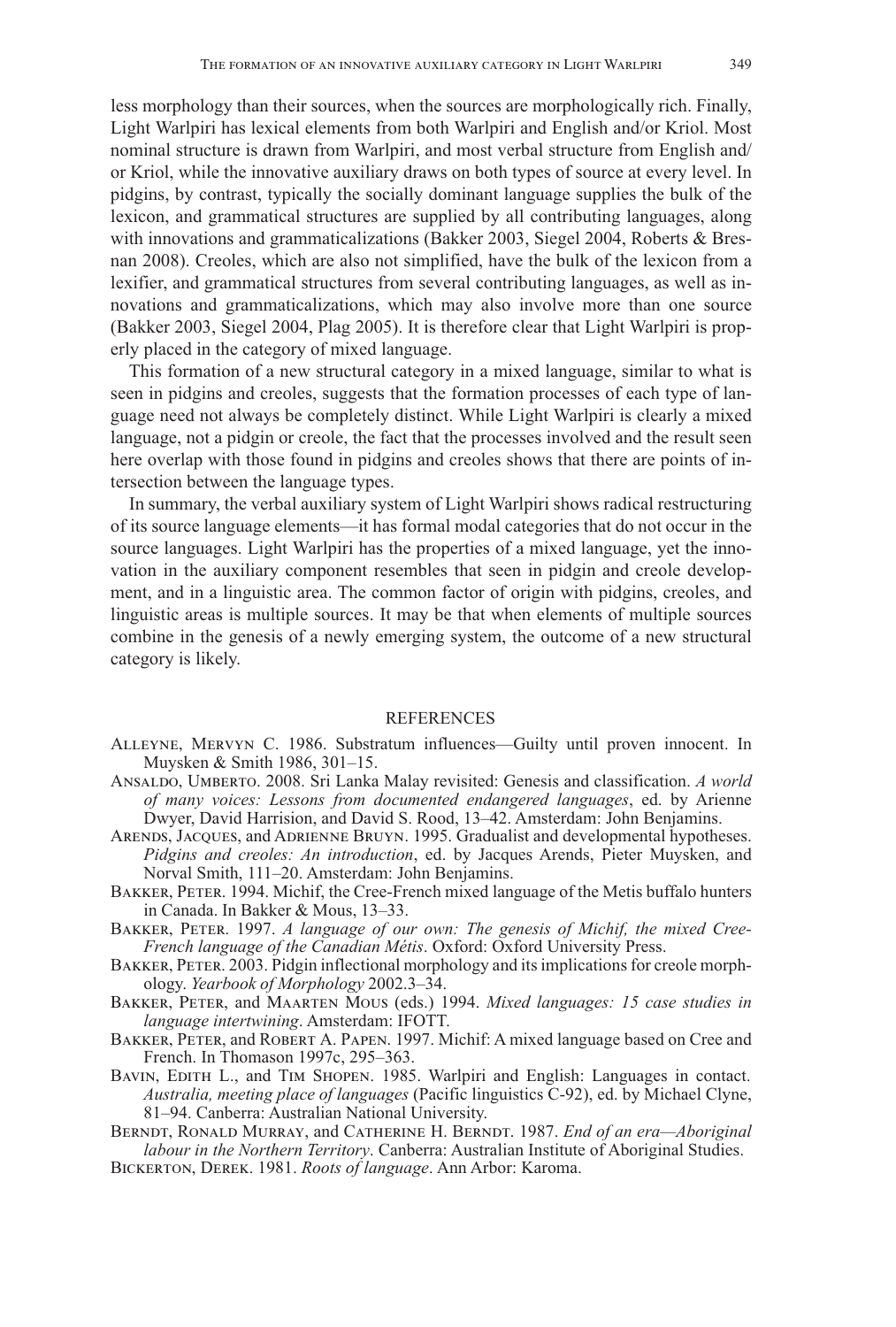less morphology than their sources, when the sources are morphologically rich. Finally, Light Warlpiri has lexical elements from both Warlpiri and English and/or Kriol. Most nominal structure is drawn from Warlpiri, and most verbal structure from English and/or Kriol, while the innovative auxiliary draws on both types of source at every level. In pidgins, by contrast, typically the socially dominant language supplies the bulk of the lexicon, and grammatical structures are supplied by all contributing languages, along with innovations and grammaticalizations (Bakker 2003, Siegel 2004, Roberts & Bresnan 2008). Creoles, which are also not simplified, have the bulk of the lexicon from a lexifier, and grammatical structures from several contributing languages, as well as innovations and grammaticalizations, which may also involve more than one source (Bakker 2003, Siegel 2004, Plag 2005). It is therefore clear that Light Warlpiri is properly placed in the category of mixed language.

This formation of a new structural category in a mixed language, similar to what is seen in pidgins and creoles, suggests that the formation processes of each type of language need not always be completely distinct. While Light Warlpiri is clearly a mixed language, not a pidgin or creole, the fact that the processes involved and the result seen here overlap with those found in pidgins and creoles shows that there are points of intersection between the language types.

In summary, the verbal auxiliary system of Light Warlpiri shows radical restructuring of its source language elements—it has formal modal categories that do not occur in the source languages. Light Warlpiri has the properties of a mixed language, yet the innovation in the auxiliary component resembles that seen in pidgin and creole development, and in a linguistic area. The common factor of origin with pidgins, creoles, and linguistic areas is multiple sources. It may be that when elements of multiple sources combine in the genesis of a newly emerging system, the outcome of a new structural category is likely.

## REFERENCES

Alleyne, Mervyn C. 1986. Substratum influences—Guilty until proven innocent. In Muysken & Smith 1986, 301–15.

Ansaldo, Umberto. 2008. Sri Lanka Malay revisited: Genesis and classification. *A world of many voices: Lessons from documented endangered languages*, ed. by Arienne Dwyer, David Harrision, and David S. Rood, 13–42. Amsterdam: John Benjamins.

Arends, Jacques, and Adrienne Bruyn. 1995. Gradualist and developmental hypotheses. *Pidgins and creoles: An introduction*, ed. by Jacques Arends, Pieter Muysken, and Norval Smith, 111–20. Amsterdam: John Benjamins.

Bakker, Peter. 1994. Michif, the Cree-French mixed language of the Metis buffalo hunters in Canada. In Bakker & Mous, 13–33.

Bakker, Peter. 1997. *A language of our own: The genesis of Michif, the mixed Cree-French language of the Canadian Métis*. Oxford: Oxford University Press.

Bakker, Peter. 2003. Pidgin inflectional morphology and its implications for creole morphology. *Yearbook of Morphology* 2002.3–34.

Bakker, Peter, and Maarten Mous (eds.) 1994. *Mixed languages: 15 case studies in language intertwining*. Amsterdam: IFOTT.

Bakker, Peter, and Robert A. Papen. 1997. Michif: A mixed language based on Cree and French. In Thomason 1997c, 295–363.

Bavin, Edith L., and Tim Shopen. 1985. Warlpiri and English: Languages in contact. *Australia, meeting place of languages* (Pacific linguistics C-92), ed. by Michael Clyne, 81–94. Canberra: Australian National University.

Berndt, Ronald Murray, and Catherine H. Berndt. 1987. *End of an era—Aboriginal labour in the Northern Territory*. Canberra: Australian Institute of Aboriginal Studies.

Bickerton, Derek. 1981. *Roots of language*. Ann Arbor: Karoma.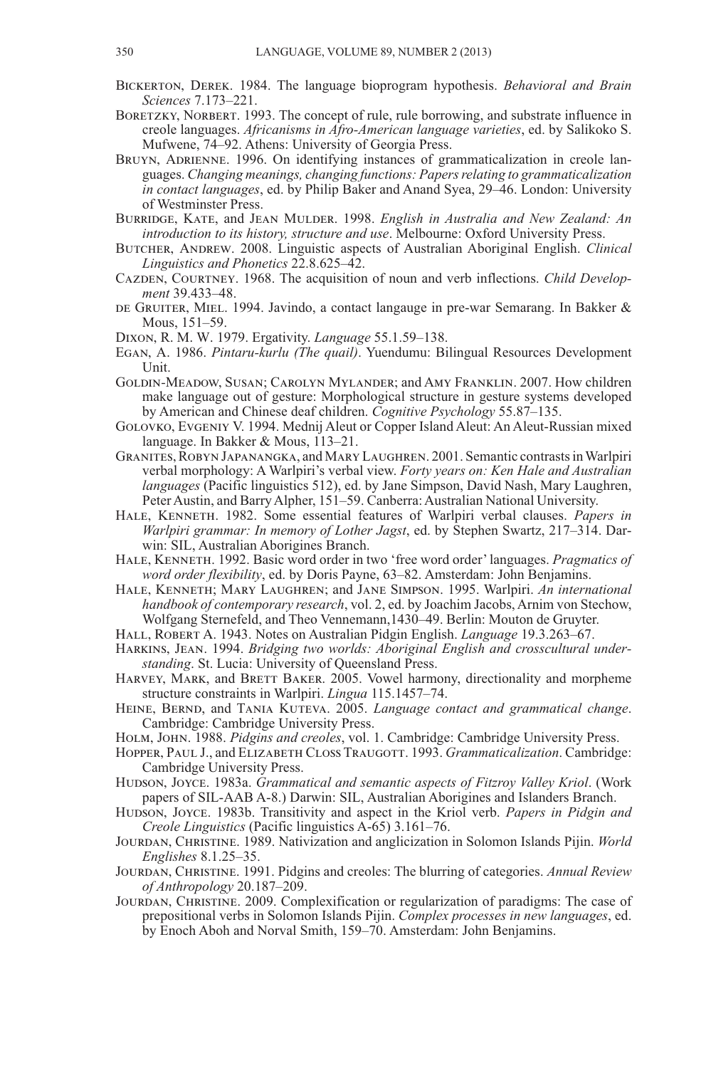Bickerton, Derek. 1984. The language bioprogram hypothesis. *Behavioral and Brain Sciences* 7.173–221.

Boretzky, Norbert. 1993. The concept of rule, rule borrowing, and substrate influence in creole languages. *Africanisms in Afro-American language varieties*, ed. by Salikoko S. Mufwene, 74–92. Athens: University of Georgia Press.

Bruyn, Adrienne. 1996. On identifying instances of grammaticalization in creole languages. *Changing meanings, changing functions: Papers relating to grammaticalization in contact languages*, ed. by Philip Baker and Anand Syea, 29–46. London: University of Westminster Press.

Burridge, Kate, and Jean Mulder. 1998. *English in Australia and New Zealand: An introduction to its history, structure and use*. Melbourne: Oxford University Press.

Butcher, Andrew. 2008. Linguistic aspects of Australian Aboriginal English. *Clinical Linguistics and Phonetics* 22.8.625–42.

Cazden, Courtney. 1968. The acquisition of noun and verb inflections. *Child Development* 39.433–48.

de Gruiter, Miel. 1994. Javindo, a contact langauge in pre-war Semarang. In Bakker & Mous, 151–59.

Dixon, R. M. W. 1979. Ergativity. *Language* 55.1.59–138.

Egan, A. 1986. *Pintaru-kurlu (The quail)*. Yuendumu: Bilingual Resources Development Unit.

Goldin-Meadow, Susan; Carolyn Mylander; and Amy Franklin. 2007. How children make language out of gesture: Morphological structure in gesture systems developed by American and Chinese deaf children. *Cognitive Psychology* 55.87–135.

Golovko, Evgeniy V. 1994. Mednij Aleut or Copper Island Aleut: An Aleut-Russian mixed language. In Bakker & Mous, 113–21.

Granites, Robyn Japanangka, and Mary Laughren. 2001. Semantic contrasts in Warlpiri verbal morphology: A Warlpiri's verbal view. *Forty years on: Ken Hale and Australian languages* (Pacific linguistics 512), ed. by Jane Simpson, David Nash, Mary Laughren, Peter Austin, and Barry Alpher, 151–59. Canberra: Australian National University.

Hale, Kenneth. 1982. Some essential features of Warlpiri verbal clauses. *Papers in Warlpiri grammar: In memory of Lother Jagst*, ed. by Stephen Swartz, 217–314. Darwin: SIL, Australian Aborigines Branch.

Hale, Kenneth. 1992. Basic word order in two 'free word order' languages. *Pragmatics of word order flexibility*, ed. by Doris Payne, 63–82. Amsterdam: John Benjamins.

Hale, Kenneth; Mary Laughren; and Jane Simpson. 1995. Warlpiri. *An international handbook of contemporary research*, vol. 2, ed. by Joachim Jacobs, Arnim von Stechow, Wolfgang Sternefeld, and Theo Vennemann,1430–49. Berlin: Mouton de Gruyter.

Hall, Robert A. 1943. Notes on Australian Pidgin English. *Language* 19.3.263–67.

Harkins, Jean. 1994. *Bridging two worlds: Aboriginal English and crosscultural understanding*. St. Lucia: University of Queensland Press.

Harvey, Mark, and Brett Baker. 2005. Vowel harmony, directionality and morpheme structure constraints in Warlpiri. *Lingua* 115.1457–74.

Heine, Bernd, and Tania Kuteva. 2005. *Language contact and grammatical change*. Cambridge: Cambridge University Press.

Holm, John. 1988. *Pidgins and creoles*, vol. 1. Cambridge: Cambridge University Press.

Hopper, Paul J., and Elizabeth Closs Traugott. 1993. *Grammaticalization*. Cambridge: Cambridge University Press.

Hudson, Joyce. 1983a. *Grammatical and semantic aspects of Fitzroy Valley Kriol*. (Work papers of SIL-AAB A-8.) Darwin: SIL, Australian Aborigines and Islanders Branch.

Hudson, Joyce. 1983b. Transitivity and aspect in the Kriol verb. *Papers in Pidgin and Creole Linguistics* (Pacific linguistics A-65) 3.161–76.

Jourdan, Christine. 1989. Nativization and anglicization in Solomon Islands Pijin. *World Englishes* 8.1.25–35.

Jourdan, Christine. 1991. Pidgins and creoles: The blurring of categories. *Annual Review of Anthropology* 20.187–209.

Jourdan, Christine. 2009. Complexification or regularization of paradigms: The case of prepositional verbs in Solomon Islands Pijin. *Complex processes in new languages*, ed. by Enoch Aboh and Norval Smith, 159–70. Amsterdam: John Benjamins.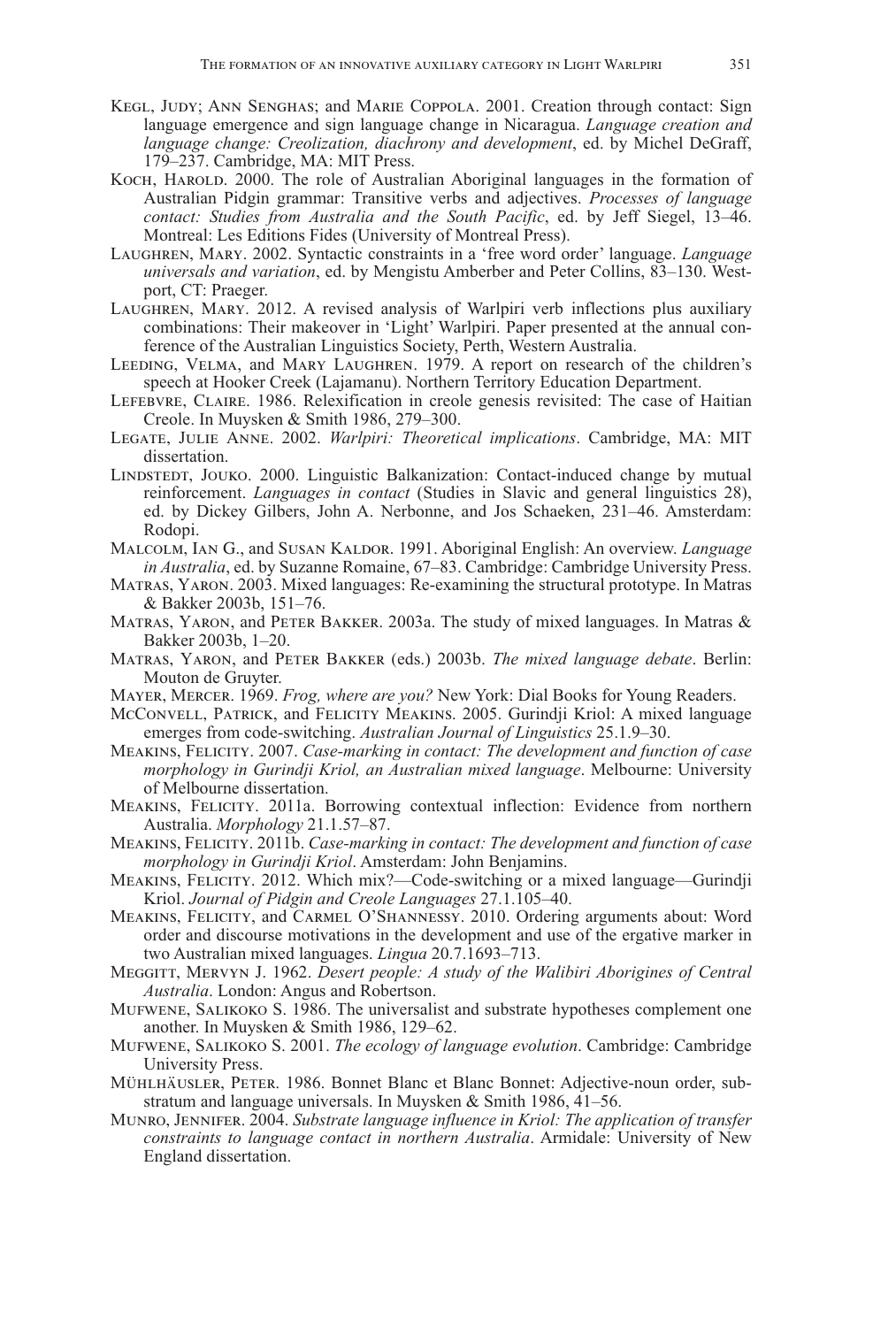Kegl, Judy; Ann Senghas; and Marie Coppola. 2001. Creation through contact: Sign language emergence and sign language change in Nicaragua. *Language creation and language change: Creolization, diachrony and development*, ed. by Michel DeGraff, 179–237. Cambridge, MA: MIT Press.

Koch, Harold. 2000. The role of Australian Aboriginal languages in the formation of Australian Pidgin grammar: Transitive verbs and adjectives. *Processes of language contact: Studies from Australia and the South Pacific*, ed. by Jeff Siegel, 13–46. Montreal: Les Editions Fides (University of Montreal Press).

Laughren, Mary. 2002. Syntactic constraints in a 'free word order' language. *Language universals and variation*, ed. by Mengistu Amberber and Peter Collins, 83–130. Westport, CT: Praeger.

Laughren, Mary. 2012. A revised analysis of Warlpiri verb inflections plus auxiliary combinations: Their makeover in 'Light' Warlpiri. Paper presented at the annual conference of the Australian Linguistics Society, Perth, Western Australia.

Leeding, Velma, and Mary Laughren. 1979. A report on research of the children's speech at Hooker Creek (Lajamanu). Northern Territory Education Department.

Lefebvre, Claire. 1986. Relexification in creole genesis revisited: The case of Haitian Creole. In Muysken & Smith 1986, 279–300.

Legate, Julie Anne. 2002. *Warlpiri: Theoretical implications*. Cambridge, MA: MIT dissertation.

Lindstedt, Jouko. 2000. Linguistic Balkanization: Contact-induced change by mutual reinforcement. *Languages in contact* (Studies in Slavic and general linguistics 28), ed. by Dickey Gilbers, John A. Nerbonne, and Jos Schaeken, 231–46. Amsterdam: Rodopi.

Malcolm, Ian G., and Susan Kaldor. 1991. Aboriginal English: An overview. *Language in Australia*, ed. by Suzanne Romaine, 67–83. Cambridge: Cambridge University Press.

Matras, Yaron. 2003. Mixed languages: Re-examining the structural prototype. In Matras & Bakker 2003b, 151–76.

Matras, Yaron, and Peter Bakker. 2003a. The study of mixed languages. In Matras & Bakker 2003b, 1–20.

Matras, Yaron, and Peter Bakker (eds.) 2003b. *The mixed language debate*. Berlin: Mouton de Gruyter.

Mayer, Mercer. 1969. *Frog, where are you?* New York: Dial Books for Young Readers.

McConvell, Patrick, and Felicity Meakins. 2005. Gurindji Kriol: A mixed language emerges from code-switching. *Australian Journal of Linguistics* 25.1.9–30.

Meakins, Felicity. 2007. *Case-marking in contact: The development and function of case morphology in Gurindji Kriol, an Australian mixed language*. Melbourne: University of Melbourne dissertation.

Meakins, Felicity. 2011a. Borrowing contextual inflection: Evidence from northern Australia. *Morphology* 21.1.57–87.

Meakins, Felicity. 2011b. *Case-marking in contact: The development and function of case morphology in Gurindji Kriol*. Amsterdam: John Benjamins.

Meakins, Felicity. 2012. Which mix?—Code-switching or a mixed language—Gurindji Kriol. *Journal of Pidgin and Creole Languages* 27.1.105–40.

Meakins, Felicity, and Carmel O'Shannessy. 2010. Ordering arguments about: Word order and discourse motivations in the development and use of the ergative marker in two Australian mixed languages. *Lingua* 20.7.1693–713.

Meggitt, Mervyn J. 1962. *Desert people: A study of the Walibiri Aborigines of Central Australia*. London: Angus and Robertson.

Mufwene, Salikoko S. 1986. The universalist and substrate hypotheses complement one another. In Muysken & Smith 1986, 129–62.

Mufwene, Salikoko S. 2001. *The ecology of language evolution*. Cambridge: Cambridge University Press.

Mühlhäusler, Peter. 1986. Bonnet Blanc et Blanc Bonnet: Adjective-noun order, substratum and language universals. In Muysken & Smith 1986, 41–56.

Munro, Jennifer. 2004. *Substrate language influence in Kriol: The application of transfer constraints to language contact in northern Australia*. Armidale: University of New England dissertation.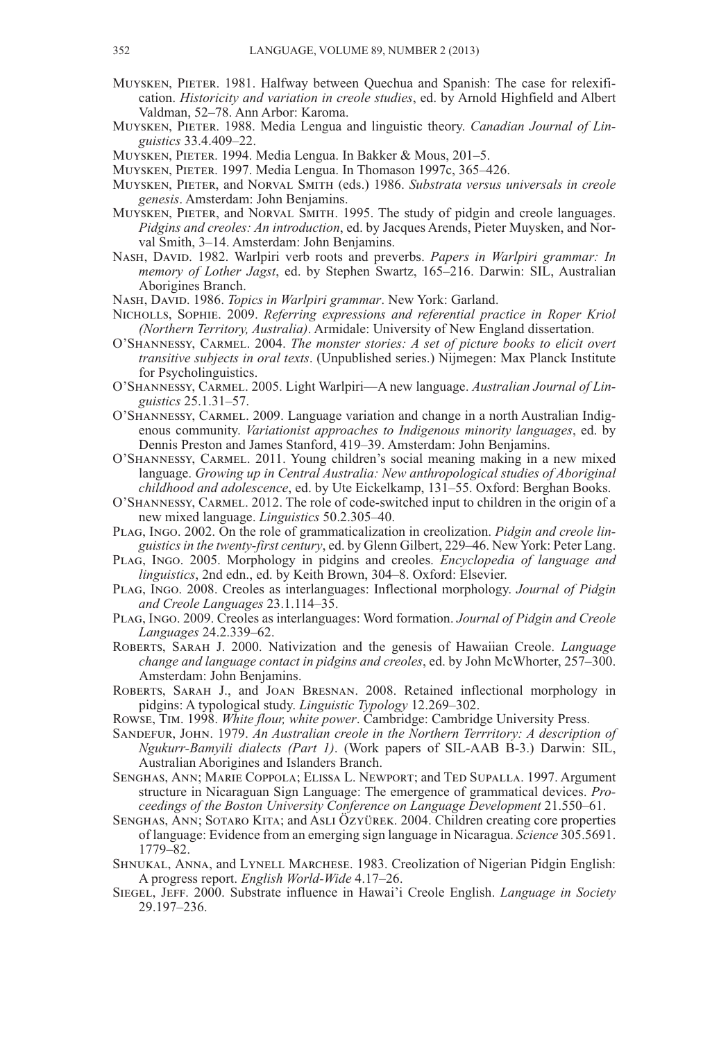Muysken, Pieter. 1981. Halfway between Quechua and Spanish: The case for relexification. *Historicity and variation in creole studies*, ed. by Arnold Highfield and Albert Valdman, 52–78. Ann Arbor: Karoma.

Muysken, Pieter. 1988. Media Lengua and linguistic theory. *Canadian Journal of Linguistics* 33.4.409–22.

Muysken, Pieter. 1994. Media Lengua. In Bakker & Mous, 201–5.

Muysken, Pieter. 1997. Media Lengua. In Thomason 1997c, 365–426.

Muysken, Pieter, and Norval Smith (eds.) 1986. *Substrata versus universals in creole genesis*. Amsterdam: John Benjamins.

Muysken, Pieter, and Norval Smith. 1995. The study of pidgin and creole languages. *Pidgins and creoles: An introduction*, ed. by Jacques Arends, Pieter Muysken, and Norval Smith, 3–14. Amsterdam: John Benjamins.

Nash, David. 1982. Warlpiri verb roots and preverbs. *Papers in Warlpiri grammar: In memory of Lother Jagst*, ed. by Stephen Swartz, 165–216. Darwin: SIL, Australian Aborigines Branch.

Nash, David. 1986. *Topics in Warlpiri grammar*. New York: Garland.

Nicholls, Sophie. 2009. *Referring expressions and referential practice in Roper Kriol (Northern Territory, Australia)*. Armidale: University of New England dissertation.

O'Shannessy, Carmel. 2004. *The monster stories: A set of picture books to elicit overt transitive subjects in oral texts*. (Unpublished series.) Nijmegen: Max Planck Institute for Psycholinguistics.

O'Shannessy, Carmel. 2005. Light Warlpiri—A new language. *Australian Journal of Linguistics* 25.1.31–57.

O'Shannessy, Carmel. 2009. Language variation and change in a north Australian Indigenous community. *Variationist approaches to Indigenous minority languages*, ed. by Dennis Preston and James Stanford, 419–39. Amsterdam: John Benjamins.

O'Shannessy, Carmel. 2011. Young children's social meaning making in a new mixed language. *Growing up in Central Australia: New anthropological studies of Aboriginal childhood and adolescence*, ed. by Ute Eickelkamp, 131–55. Oxford: Berghan Books.

O'Shannessy, Carmel. 2012. The role of code-switched input to children in the origin of a new mixed language. *Linguistics* 50.2.305–40.

Plag, Ingo. 2002. On the role of grammaticalization in creolization. *Pidgin and creole linguistics in the twenty-first century*, ed. by Glenn Gilbert, 229–46. New York: Peter Lang.

Plag, Ingo. 2005. Morphology in pidgins and creoles. *Encyclopedia of language and linguistics*, 2nd edn., ed. by Keith Brown, 304–8. Oxford: Elsevier.

Plag, Ingo. 2008. Creoles as interlanguages: Inflectional morphology. *Journal of Pidgin and Creole Languages* 23.1.114–35.

Plag, Ingo. 2009. Creoles as interlanguages: Word formation. *Journal of Pidgin and Creole Languages* 24.2.339–62.

Roberts, Sarah J. 2000. Nativization and the genesis of Hawaiian Creole. *Language change and language contact in pidgins and creoles*, ed. by John McWhorter, 257–300. Amsterdam: John Benjamins.

Roberts, Sarah J., and Joan Bresnan. 2008. Retained inflectional morphology in pidgins: A typological study. *Linguistic Typology* 12.269–302.

Rowse, Tim. 1998. *White flour, white power*. Cambridge: Cambridge University Press.

Sandefur, John. 1979. *An Australian creole in the Northern Terrritory: A description of Ngukurr-Bamyili dialects (Part 1)*. (Work papers of SIL-AAB B-3.) Darwin: SIL, Australian Aborigines and Islanders Branch.

Senghas, Ann; Marie Coppola; Elissa L. Newport; and Ted Supalla. 1997. Argument structure in Nicaraguan Sign Language: The emergence of grammatical devices. *Proceedings of the Boston University Conference on Language Development* 21.550–61.

Senghas, Ann; Sotaro Kita; and Asli Özyürek. 2004. Children creating core properties of language: Evidence from an emerging sign language in Nicaragua. *Science* 305.5691.1779–82.

Shnukal, Anna, and Lynell Marchese. 1983. Creolization of Nigerian Pidgin English: A progress report. *English World-Wide* 4.17–26.

Siegel, Jeff. 2000. Substrate influence in Hawai'i Creole English. *Language in Society* 29.197–236.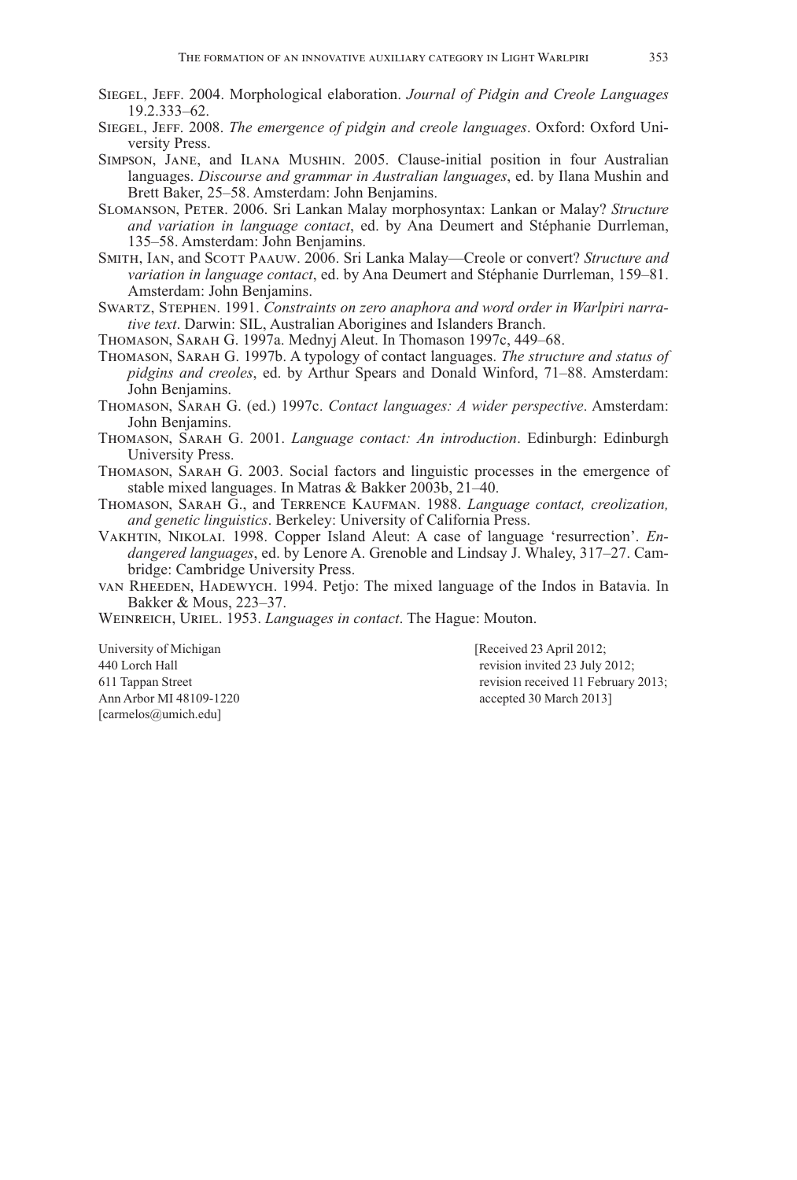Siegel, Jeff. 2004. Morphological elaboration. *Journal of Pidgin and Creole Languages* 19.2.333–62.

Siegel, Jeff. 2008. *The emergence of pidgin and creole languages*. Oxford: Oxford University Press.

Simpson, Jane, and Ilana Mushin. 2005. Clause-initial position in four Australian languages. *Discourse and grammar in Australian languages*, ed. by Ilana Mushin and Brett Baker, 25–58. Amsterdam: John Benjamins.

Slomanson, Peter. 2006. Sri Lankan Malay morphosyntax: Lankan or Malay? *Structure and variation in language contact*, ed. by Ana Deumert and Stéphanie Durrleman, 135–58. Amsterdam: John Benjamins.

Smith, Ian, and Scott Paauw. 2006. Sri Lanka Malay—Creole or convert? *Structure and variation in language contact*, ed. by Ana Deumert and Stéphanie Durrleman, 159–81. Amsterdam: John Benjamins.

Swartz, Stephen. 1991. *Constraints on zero anaphora and word order in Warlpiri narrative text*. Darwin: SIL, Australian Aborigines and Islanders Branch.

Thomason, Sarah G. 1997a. Mednyj Aleut. In Thomason 1997c, 449–68.

Thomason, Sarah G. 1997b. A typology of contact languages. *The structure and status of pidgins and creoles*, ed. by Arthur Spears and Donald Winford, 71–88. Amsterdam: John Benjamins.

Thomason, Sarah G. (ed.) 1997c. *Contact languages: A wider perspective*. Amsterdam: John Benjamins.

Thomason, Sarah G. 2001. *Language contact: An introduction*. Edinburgh: Edinburgh University Press.

Thomason, Sarah G. 2003. Social factors and linguistic processes in the emergence of stable mixed languages. In Matras & Bakker 2003b, 21–40.

Thomason, Sarah G., and Terrence Kaufman. 1988. *Language contact, creolization, and genetic linguistics*. Berkeley: University of California Press.

Vakhtin, Nikolai. 1998. Copper Island Aleut: A case of language 'resurrection'. *Endangered languages*, ed. by Lenore A. Grenoble and Lindsay J. Whaley, 317–27. Cambridge: Cambridge University Press.

van Rheeden, Hadewych. 1994. Petjo: The mixed language of the Indos in Batavia. In Bakker & Mous, 223–37.

Weinreich, Uriel. 1953. *Languages in contact*. The Hague: Mouton.

University of Michigan
440 Lorch Hall
611 Tappan Street
Ann Arbor MI 48109-1220
[carmelos@umich.edu]

[Received 23 April 2012;
revision invited 23 July 2012;
revision received 11 February 2013;
accepted 30 March 2013]